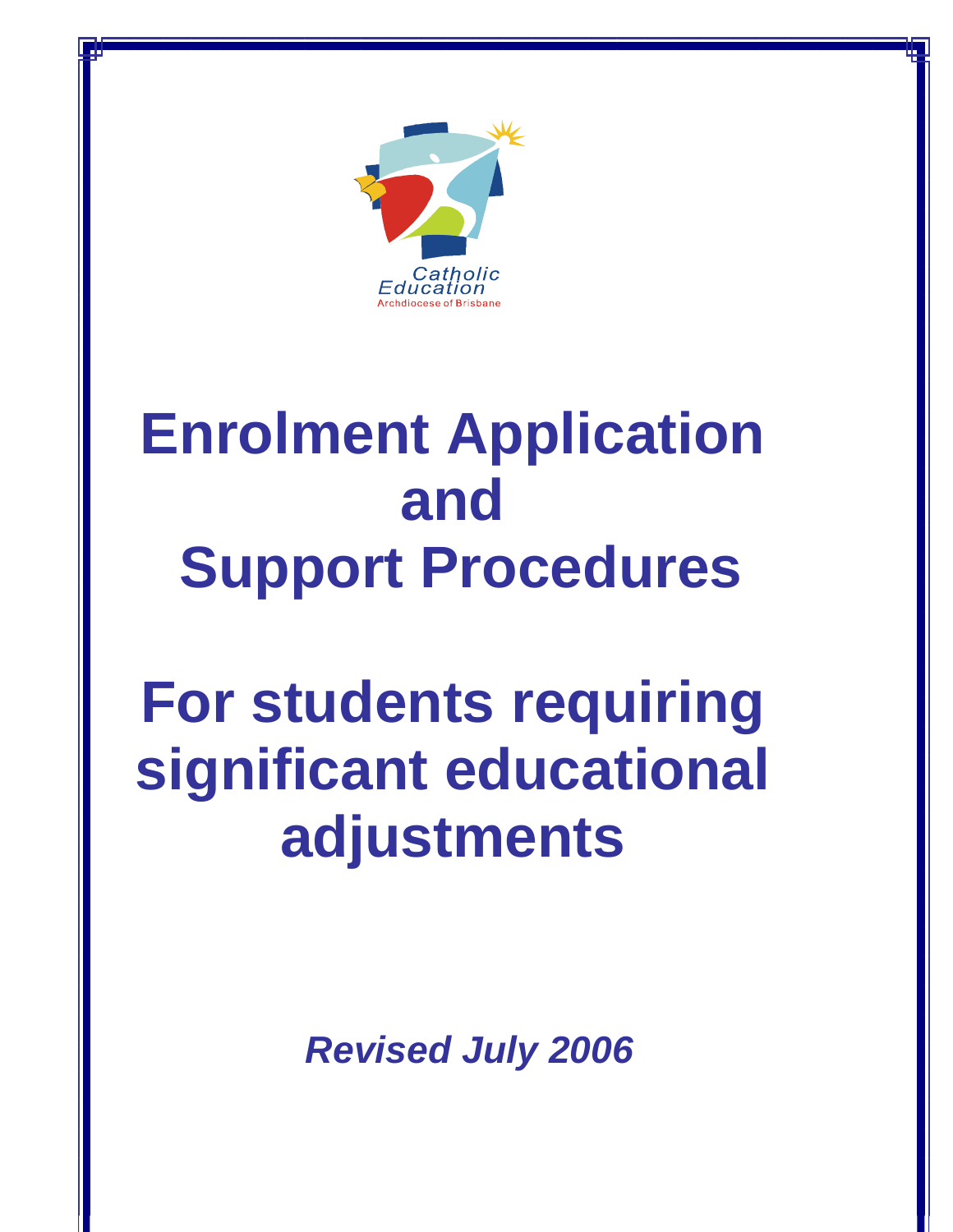Catholic Education
Archdiocese of Brisbane

# Enrolment Application and Support Procedures

# For students requiring significant educational adjustments

***Revised July 2006***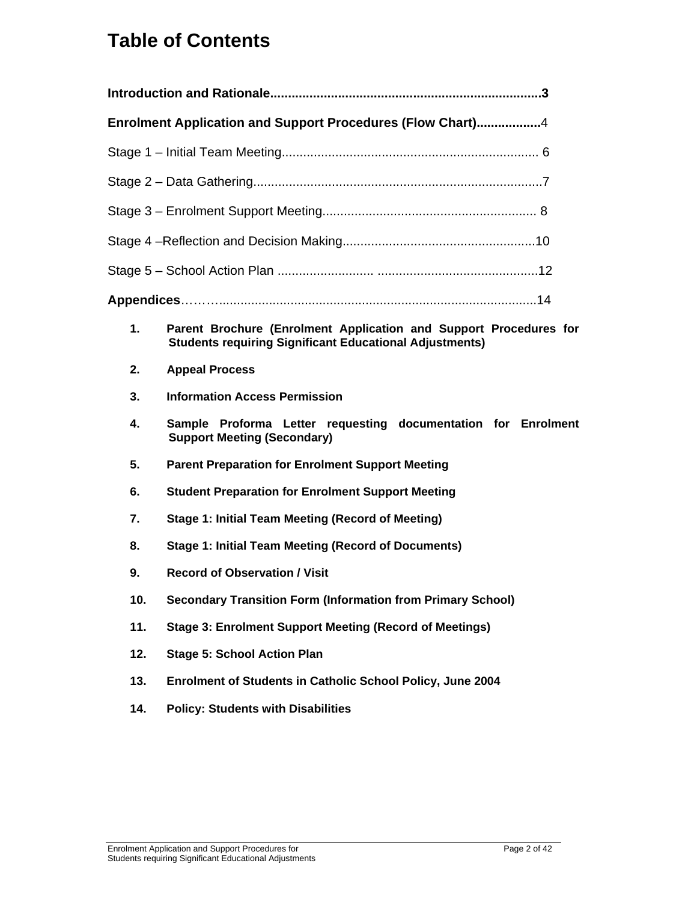# Table of Contents

**Introduction and Rationale...........................................................................3**

**Enrolment Application and Support Procedures (Flow Chart)..................**4

Stage 1 – Initial Team Meeting....................................................................... 6

Stage 2 – Data Gathering................................................................................7

Stage 3 – Enrolment Support Meeting........................................................... 8

Stage 4 –Reflection and Decision Making.....................................................10

Stage 5 – School Action Plan .......................... ............................................12

**Appendices**……….......................................................................................14

1. **Parent Brochure (Enrolment Application and Support Procedures for Students requiring Significant Educational Adjustments)**
2. **Appeal Process**
3. **Information Access Permission**
4. **Sample Proforma Letter requesting documentation for Enrolment Support Meeting (Secondary)**
5. **Parent Preparation for Enrolment Support Meeting**
6. **Student Preparation for Enrolment Support Meeting**
7. **Stage 1: Initial Team Meeting (Record of Meeting)**
8. **Stage 1: Initial Team Meeting (Record of Documents)**
9. **Record of Observation / Visit**
10. **Secondary Transition Form (Information from Primary School)**
11. **Stage 3: Enrolment Support Meeting (Record of Meetings)**
12. **Stage 5: School Action Plan**
13. **Enrolment of Students in Catholic School Policy, June 2004**
14. **Policy: Students with Disabilities**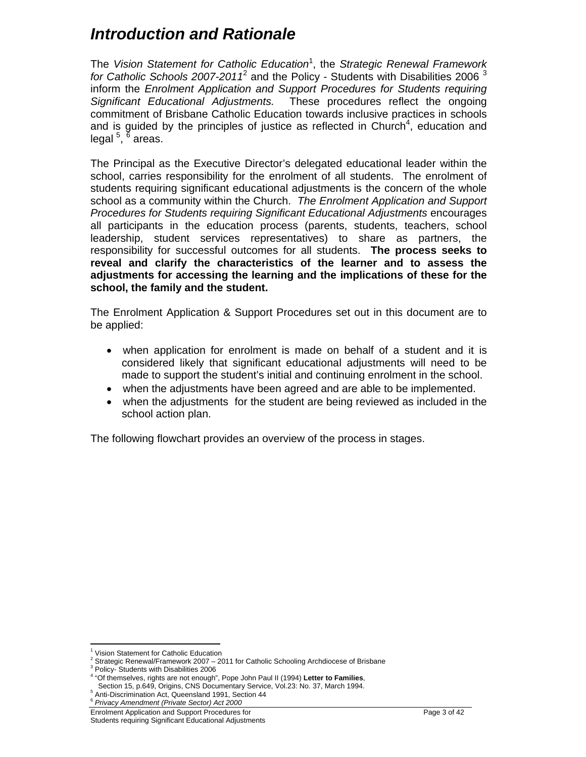# *Introduction and Rationale*

The *Vision Statement for Catholic Education*[1], the *Strategic Renewal Framework for Catholic Schools 2007-2011*[2] and the Policy - Students with Disabilities 2006 [3] inform the *Enrolment Application and Support Procedures for Students requiring Significant Educational Adjustments.* These procedures reflect the ongoing commitment of Brisbane Catholic Education towards inclusive practices in schools and is guided by the principles of justice as reflected in Church[4], education and legal [5], [6] areas.

The Principal as the Executive Director's delegated educational leader within the school, carries responsibility for the enrolment of all students. The enrolment of students requiring significant educational adjustments is the concern of the whole school as a community within the Church. *The Enrolment Application and Support Procedures for Students requiring Significant Educational Adjustments* encourages all participants in the education process (parents, students, teachers, school leadership, student services representatives) to share as partners, the responsibility for successful outcomes for all students. **The process seeks to reveal and clarify the characteristics of the learner and to assess the adjustments for accessing the learning and the implications of these for the school, the family and the student.**

The Enrolment Application & Support Procedures set out in this document are to be applied:

- when application for enrolment is made on behalf of a student and it is considered likely that significant educational adjustments will need to be made to support the student's initial and continuing enrolment in the school.
- when the adjustments have been agreed and are able to be implemented.
- when the adjustments for the student are being reviewed as included in the school action plan.

The following flowchart provides an overview of the process in stages.

---

[1] Vision Statement for Catholic Education
[2] Strategic Renewal/Framework 2007 – 2011 for Catholic Schooling Archdiocese of Brisbane
[3] Policy- Students with Disabilities 2006
[4] "Of themselves, rights are not enough", Pope John Paul II (1994) **Letter to Families**, Section 15, p.649, Origins, CNS Documentary Service, Vol.23: No. 37, March 1994.
[5] Anti-Discrimination Act, Queensland 1991, Section 44
[6] *Privacy Amendment (Private Sector) Act 2000*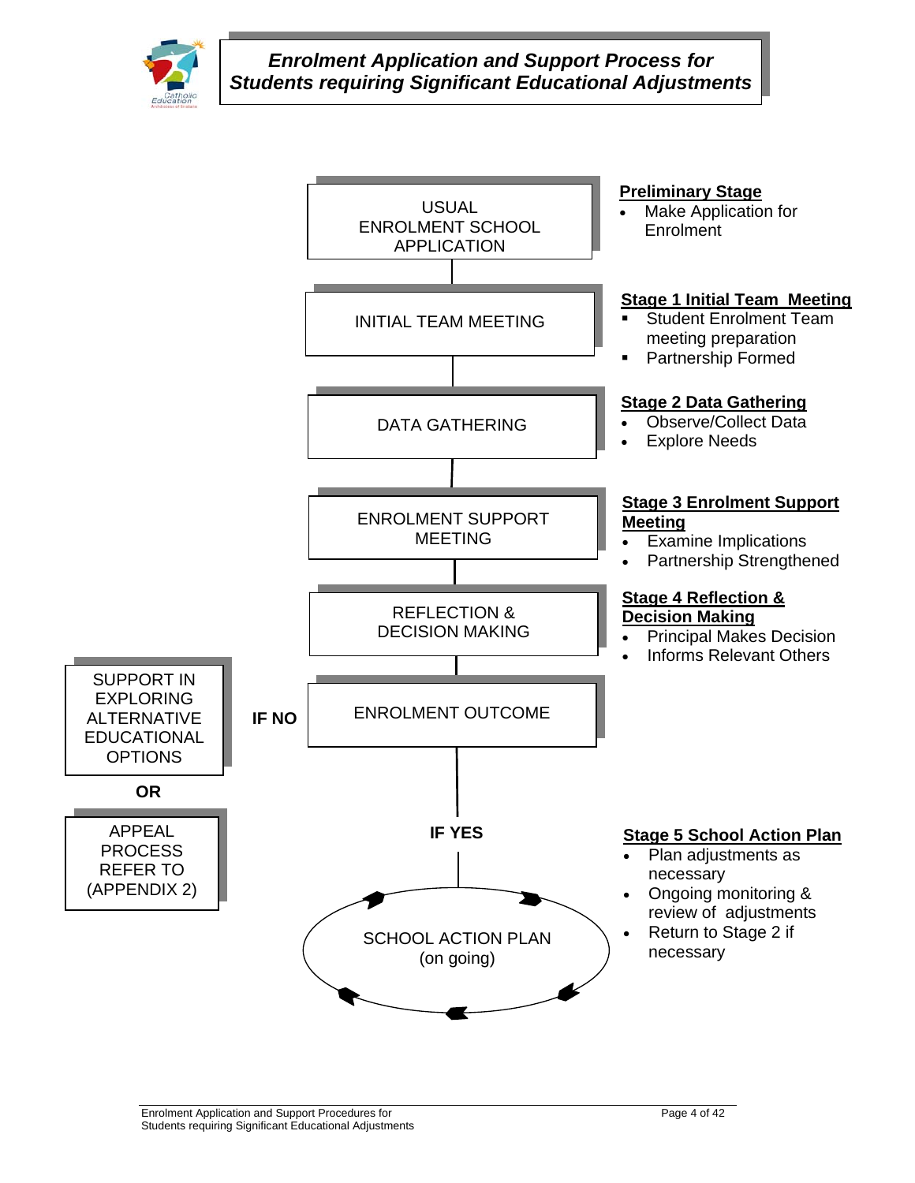# *Enrolment Application and Support Process for Students requiring Significant Educational Adjustments*

USUAL ENROLMENT SCHOOL APPLICATION

**Preliminary Stage**

- Make Application for Enrolment

INITIAL TEAM MEETING

**Stage 1 Initial Team Meeting**

- Student Enrolment Team meeting preparation
- Partnership Formed

DATA GATHERING

**Stage 2 Data Gathering**

- Observe/Collect Data
- Explore Needs

ENROLMENT SUPPORT MEETING

**Stage 3 Enrolment Support Meeting**

- Examine Implications
- Partnership Strengthened

REFLECTION & DECISION MAKING

**Stage 4 Reflection & Decision Making**

- Principal Makes Decision
- Informs Relevant Others

ENROLMENT OUTCOME

**IF NO**

SUPPORT IN EXPLORING ALTERNATIVE EDUCATIONAL OPTIONS

**OR**

APPEAL PROCESS REFER TO (APPENDIX 2)

**IF YES**

SCHOOL ACTION PLAN (on going)

**Stage 5 School Action Plan**

- Plan adjustments as necessary
- Ongoing monitoring & review of adjustments
- Return to Stage 2 if necessary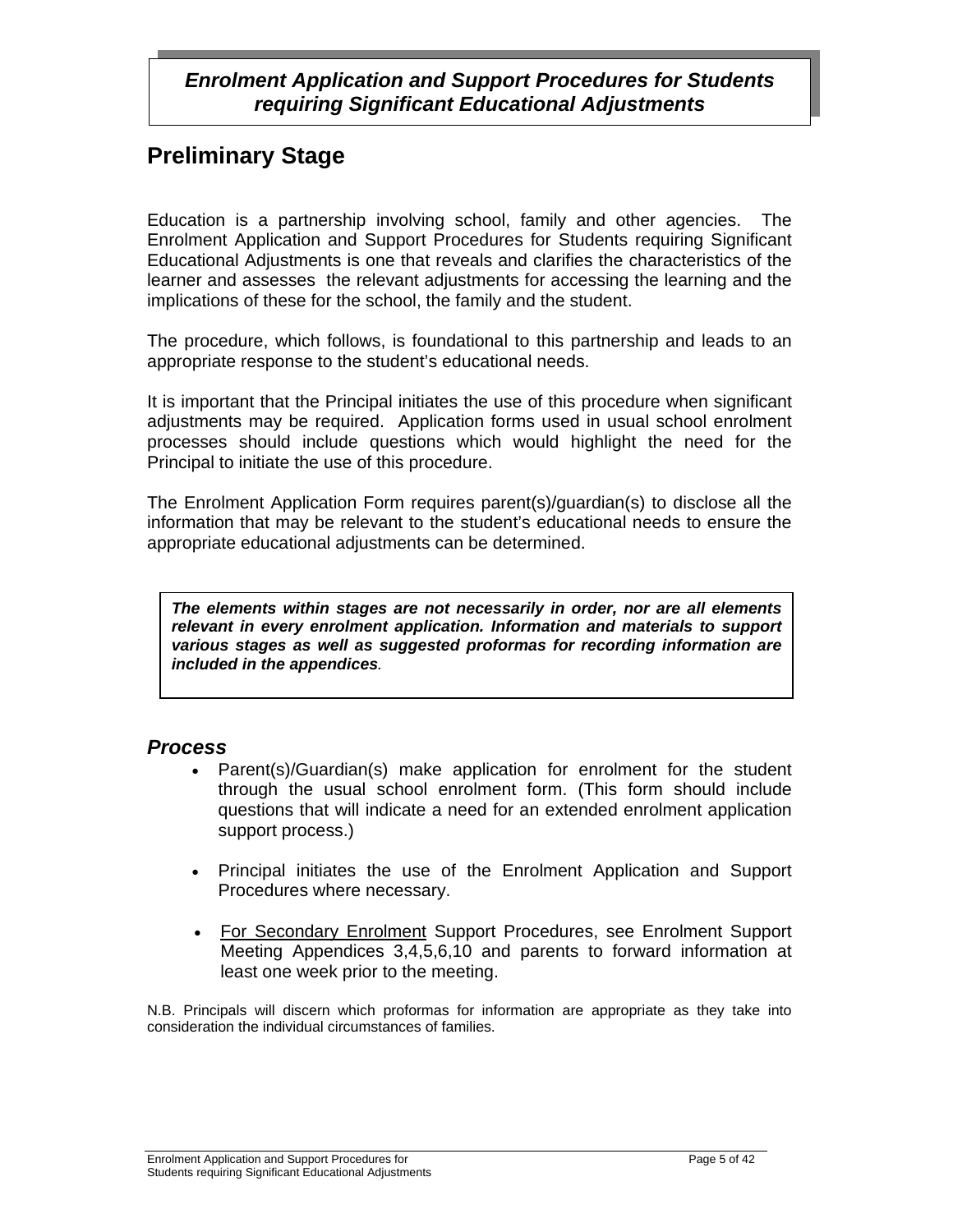***Enrolment Application and Support Procedures for Students requiring Significant Educational Adjustments***

## Preliminary Stage

Education is a partnership involving school, family and other agencies. The Enrolment Application and Support Procedures for Students requiring Significant Educational Adjustments is one that reveals and clarifies the characteristics of the learner and assesses the relevant adjustments for accessing the learning and the implications of these for the school, the family and the student.

The procedure, which follows, is foundational to this partnership and leads to an appropriate response to the student's educational needs.

It is important that the Principal initiates the use of this procedure when significant adjustments may be required. Application forms used in usual school enrolment processes should include questions which would highlight the need for the Principal to initiate the use of this procedure.

The Enrolment Application Form requires parent(s)/guardian(s) to disclose all the information that may be relevant to the student's educational needs to ensure the appropriate educational adjustments can be determined.

***The elements within stages are not necessarily in order, nor are all elements relevant in every enrolment application. Information and materials to support various stages as well as suggested proformas for recording information are included in the appendices.***

### *Process*

- Parent(s)/Guardian(s) make application for enrolment for the student through the usual school enrolment form. (This form should include questions that will indicate a need for an extended enrolment application support process.)
- Principal initiates the use of the Enrolment Application and Support Procedures where necessary.
- For Secondary Enrolment Support Procedures, see Enrolment Support Meeting Appendices 3,4,5,6,10 and parents to forward information at least one week prior to the meeting.

N.B. Principals will discern which proformas for information are appropriate as they take into consideration the individual circumstances of families.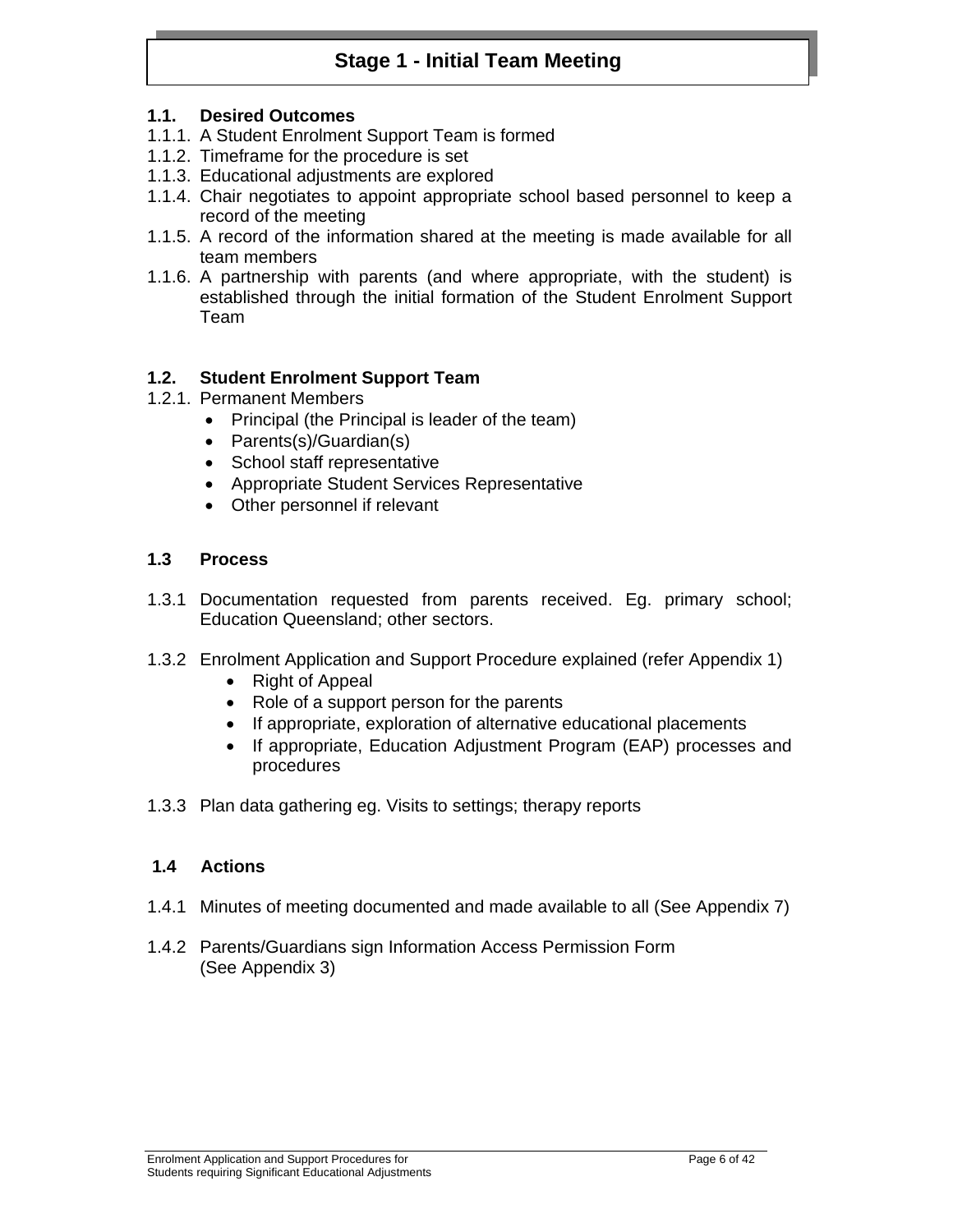# Stage 1 - Initial Team Meeting

## 1.1. Desired Outcomes

1.1.1. A Student Enrolment Support Team is formed

1.1.2. Timeframe for the procedure is set

1.1.3. Educational adjustments are explored

1.1.4. Chair negotiates to appoint appropriate school based personnel to keep a record of the meeting

1.1.5. A record of the information shared at the meeting is made available for all team members

1.1.6. A partnership with parents (and where appropriate, with the student) is established through the initial formation of the Student Enrolment Support Team

## 1.2. Student Enrolment Support Team

1.2.1. Permanent Members

- Principal (the Principal is leader of the team)
- Parents(s)/Guardian(s)
- School staff representative
- Appropriate Student Services Representative
- Other personnel if relevant

## 1.3 Process

1.3.1 Documentation requested from parents received. Eg. primary school; Education Queensland; other sectors.

1.3.2 Enrolment Application and Support Procedure explained (refer Appendix 1)

- Right of Appeal
- Role of a support person for the parents
- If appropriate, exploration of alternative educational placements
- If appropriate, Education Adjustment Program (EAP) processes and procedures

1.3.3 Plan data gathering eg. Visits to settings; therapy reports

## 1.4 Actions

1.4.1 Minutes of meeting documented and made available to all (See Appendix 7)

1.4.2 Parents/Guardians sign Information Access Permission Form (See Appendix 3)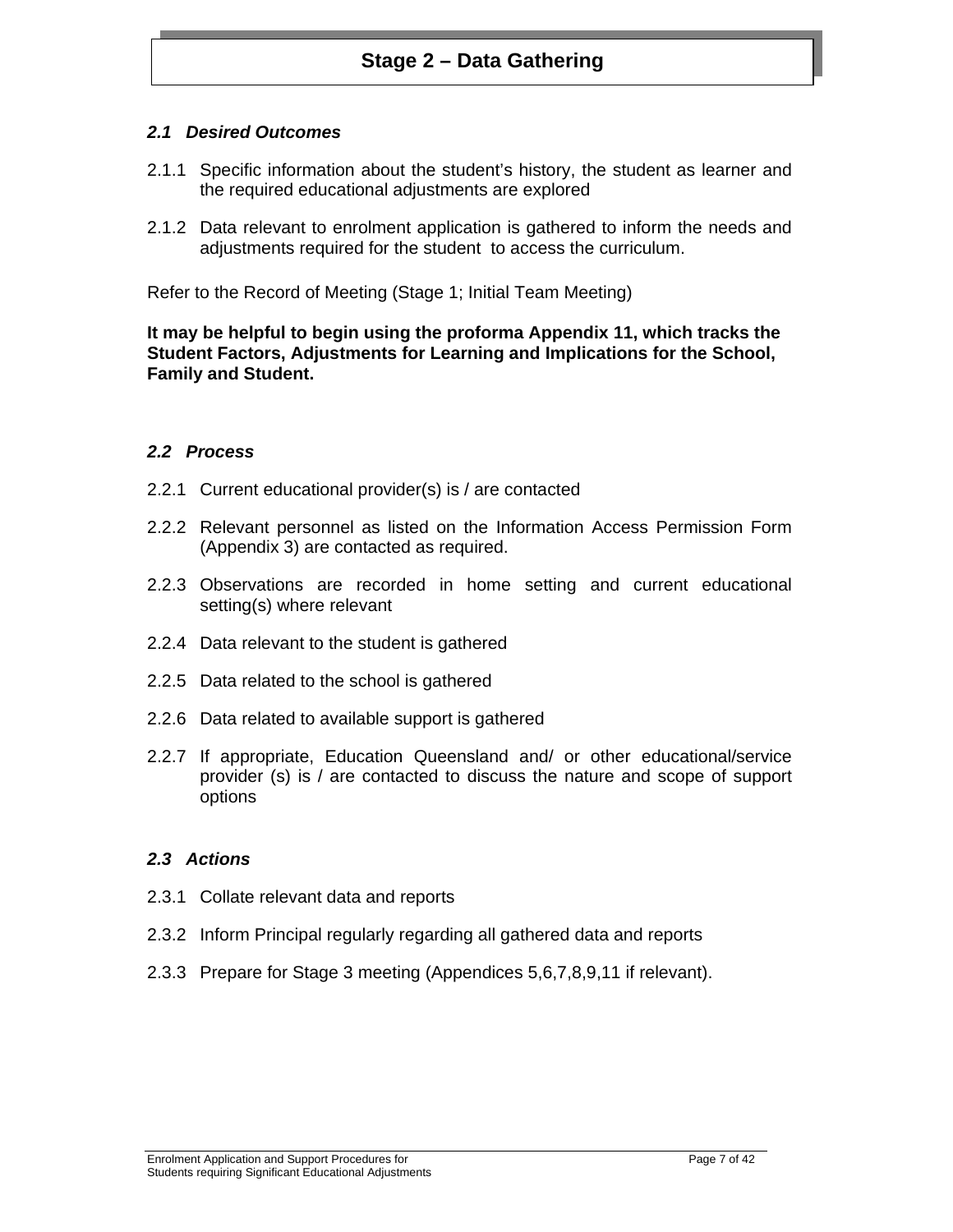# Stage 2 – Data Gathering

## *2.1 Desired Outcomes*

2.1.1 Specific information about the student's history, the student as learner and the required educational adjustments are explored

2.1.2 Data relevant to enrolment application is gathered to inform the needs and adjustments required for the student to access the curriculum.

Refer to the Record of Meeting (Stage 1; Initial Team Meeting)

**It may be helpful to begin using the proforma Appendix 11, which tracks the Student Factors, Adjustments for Learning and Implications for the School, Family and Student.**

## *2.2 Process*

2.2.1 Current educational provider(s) is / are contacted

2.2.2 Relevant personnel as listed on the Information Access Permission Form (Appendix 3) are contacted as required.

2.2.3 Observations are recorded in home setting and current educational setting(s) where relevant

2.2.4 Data relevant to the student is gathered

2.2.5 Data related to the school is gathered

2.2.6 Data related to available support is gathered

2.2.7 If appropriate, Education Queensland and/ or other educational/service provider (s) is / are contacted to discuss the nature and scope of support options

## *2.3 Actions*

2.3.1 Collate relevant data and reports

2.3.2 Inform Principal regularly regarding all gathered data and reports

2.3.3 Prepare for Stage 3 meeting (Appendices 5,6,7,8,9,11 if relevant).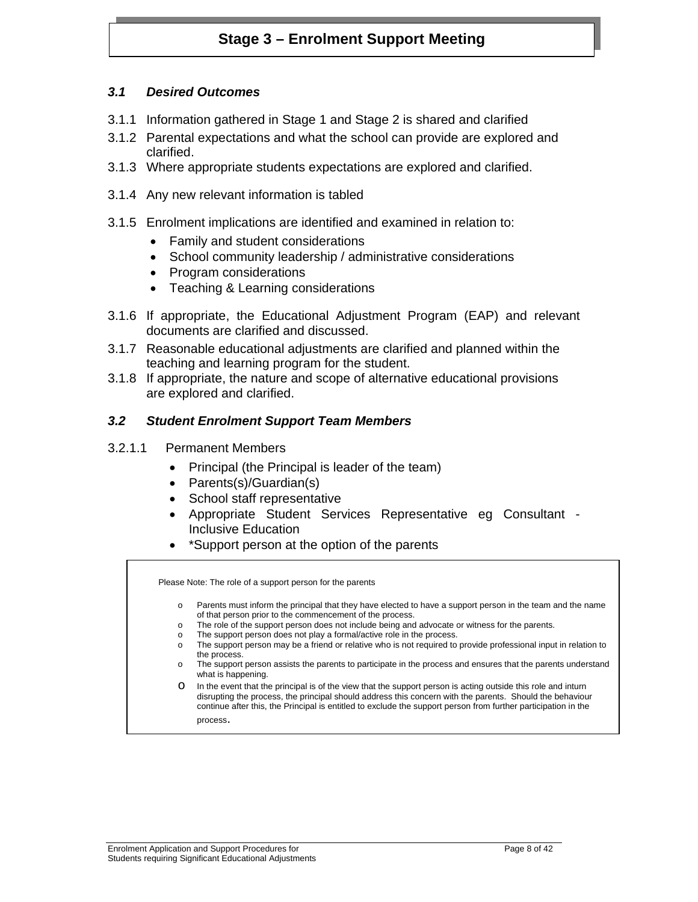# Stage 3 – Enrolment Support Meeting

### *3.1 Desired Outcomes*

3.1.1 Information gathered in Stage 1 and Stage 2 is shared and clarified

3.1.2 Parental expectations and what the school can provide are explored and clarified.

3.1.3 Where appropriate students expectations are explored and clarified.

3.1.4 Any new relevant information is tabled

3.1.5 Enrolment implications are identified and examined in relation to:

- Family and student considerations
- School community leadership / administrative considerations
- Program considerations
- Teaching & Learning considerations

3.1.6 If appropriate, the Educational Adjustment Program (EAP) and relevant documents are clarified and discussed.

3.1.7 Reasonable educational adjustments are clarified and planned within the teaching and learning program for the student.

3.1.8 If appropriate, the nature and scope of alternative educational provisions are explored and clarified.

### *3.2 Student Enrolment Support Team Members*

3.2.1.1 Permanent Members

- Principal (the Principal is leader of the team)
- Parents(s)/Guardian(s)
- School staff representative
- Appropriate Student Services Representative eg Consultant - Inclusive Education
- *Support person at the option of the parents

Please Note: The role of a support person for the parents

- Parents must inform the principal that they have elected to have a support person in the team and the name of that person prior to the commencement of the process.
- The role of the support person does not include being and advocate or witness for the parents.
- The support person does not play a formal/active role in the process.
- The support person may be a friend or relative who is not required to provide professional input in relation to the process.
- The support person assists the parents to participate in the process and ensures that the parents understand what is happening.
- In the event that the principal is of the view that the support person is acting outside this role and inturn disrupting the process, the principal should address this concern with the parents. Should the behaviour continue after this, the Principal is entitled to exclude the support person from further participation in the process.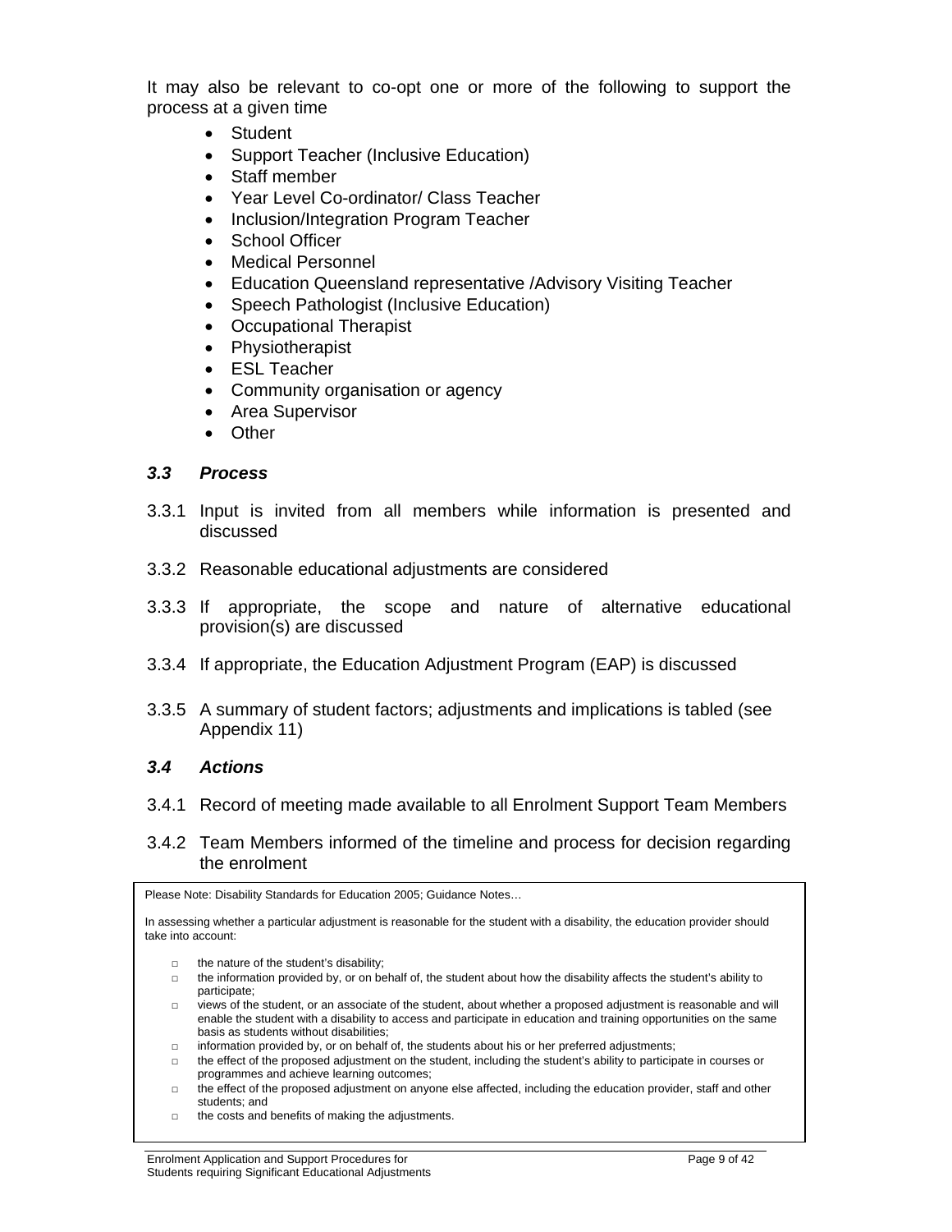It may also be relevant to co-opt one or more of the following to support the process at a given time

- Student
- Support Teacher (Inclusive Education)
- Staff member
- Year Level Co-ordinator/ Class Teacher
- Inclusion/Integration Program Teacher
- School Officer
- Medical Personnel
- Education Queensland representative /Advisory Visiting Teacher
- Speech Pathologist (Inclusive Education)
- Occupational Therapist
- Physiotherapist
- ESL Teacher
- Community organisation or agency
- Area Supervisor
- Other

### *3.3 Process*

3.3.1 Input is invited from all members while information is presented and discussed

3.3.2 Reasonable educational adjustments are considered

3.3.3 If appropriate, the scope and nature of alternative educational provision(s) are discussed

3.3.4 If appropriate, the Education Adjustment Program (EAP) is discussed

3.3.5 A summary of student factors; adjustments and implications is tabled (see Appendix 11)

### *3.4 Actions*

3.4.1 Record of meeting made available to all Enrolment Support Team Members

3.4.2 Team Members informed of the timeline and process for decision regarding the enrolment

> Please Note: Disability Standards for Education 2005; Guidance Notes…
>
> In assessing whether a particular adjustment is reasonable for the student with a disability, the education provider should take into account:
>
> - the nature of the student's disability;
> - the information provided by, or on behalf of, the student about how the disability affects the student's ability to participate;
> - views of the student, or an associate of the student, about whether a proposed adjustment is reasonable and will enable the student with a disability to access and participate in education and training opportunities on the same basis as students without disabilities;
> - information provided by, or on behalf of, the students about his or her preferred adjustments;
> - the effect of the proposed adjustment on the student, including the student's ability to participate in courses or programmes and achieve learning outcomes;
> - the effect of the proposed adjustment on anyone else affected, including the education provider, staff and other students; and
> - the costs and benefits of making the adjustments.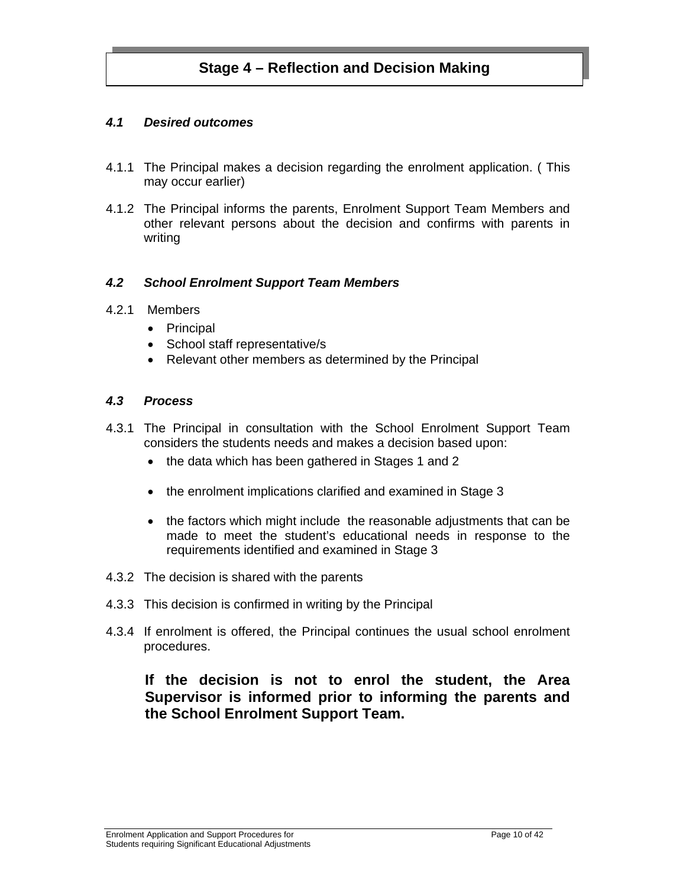## Stage 4 – Reflection and Decision Making

### *4.1 Desired outcomes*

4.1.1 The Principal makes a decision regarding the enrolment application. ( This may occur earlier)

4.1.2 The Principal informs the parents, Enrolment Support Team Members and other relevant persons about the decision and confirms with parents in writing

### *4.2 School Enrolment Support Team Members*

4.2.1 Members

- Principal
- School staff representative/s
- Relevant other members as determined by the Principal

### *4.3 Process*

4.3.1 The Principal in consultation with the School Enrolment Support Team considers the students needs and makes a decision based upon:

- the data which has been gathered in Stages 1 and 2
- the enrolment implications clarified and examined in Stage 3
- the factors which might include the reasonable adjustments that can be made to meet the student's educational needs in response to the requirements identified and examined in Stage 3

4.3.2 The decision is shared with the parents

4.3.3 This decision is confirmed in writing by the Principal

4.3.4 If enrolment is offered, the Principal continues the usual school enrolment procedures.

**If the decision is not to enrol the student, the Area Supervisor is informed prior to informing the parents and the School Enrolment Support Team.**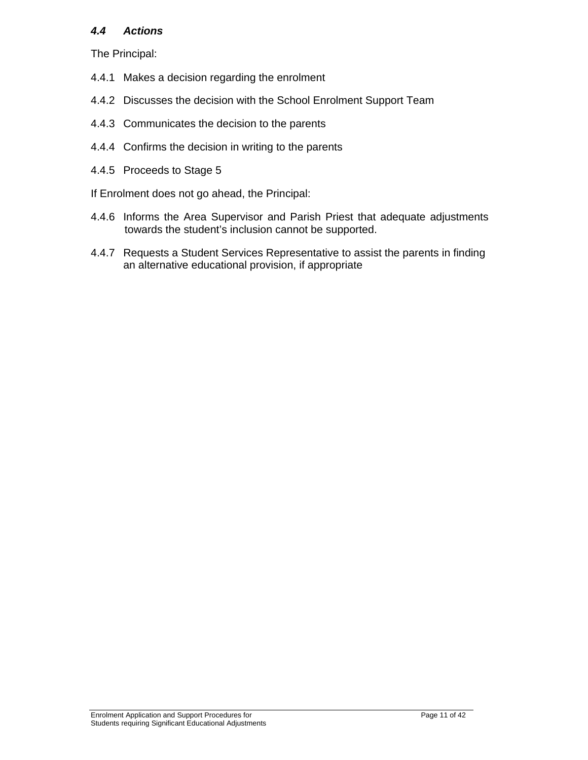### *4.4 Actions*

The Principal:

4.4.1 Makes a decision regarding the enrolment

4.4.2 Discusses the decision with the School Enrolment Support Team

4.4.3 Communicates the decision to the parents

4.4.4 Confirms the decision in writing to the parents

4.4.5 Proceeds to Stage 5

If Enrolment does not go ahead, the Principal:

4.4.6 Informs the Area Supervisor and Parish Priest that adequate adjustments towards the student's inclusion cannot be supported.

4.4.7 Requests a Student Services Representative to assist the parents in finding an alternative educational provision, if appropriate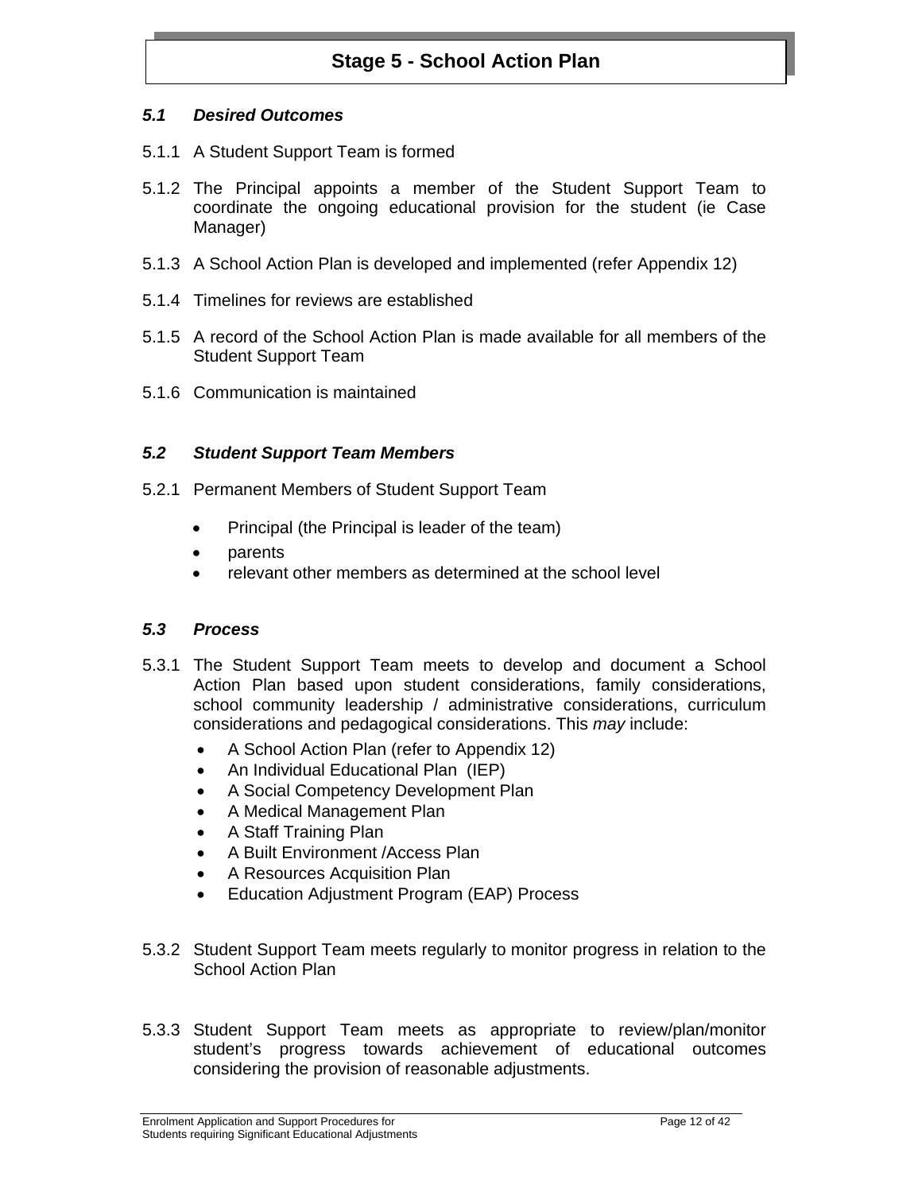# Stage 5 - School Action Plan

## *5.1 Desired Outcomes*

5.1.1 A Student Support Team is formed

5.1.2 The Principal appoints a member of the Student Support Team to coordinate the ongoing educational provision for the student (ie Case Manager)

5.1.3 A School Action Plan is developed and implemented (refer Appendix 12)

5.1.4 Timelines for reviews are established

5.1.5 A record of the School Action Plan is made available for all members of the Student Support Team

5.1.6 Communication is maintained

## *5.2 Student Support Team Members*

5.2.1 Permanent Members of Student Support Team

- Principal (the Principal is leader of the team)
- parents
- relevant other members as determined at the school level

## *5.3 Process*

5.3.1 The Student Support Team meets to develop and document a School Action Plan based upon student considerations, family considerations, school community leadership / administrative considerations, curriculum considerations and pedagogical considerations. This *may* include:

- A School Action Plan (refer to Appendix 12)
- An Individual Educational Plan (IEP)
- A Social Competency Development Plan
- A Medical Management Plan
- A Staff Training Plan
- A Built Environment /Access Plan
- A Resources Acquisition Plan
- Education Adjustment Program (EAP) Process

5.3.2 Student Support Team meets regularly to monitor progress in relation to the School Action Plan

5.3.3 Student Support Team meets as appropriate to review/plan/monitor student's progress towards achievement of educational outcomes considering the provision of reasonable adjustments.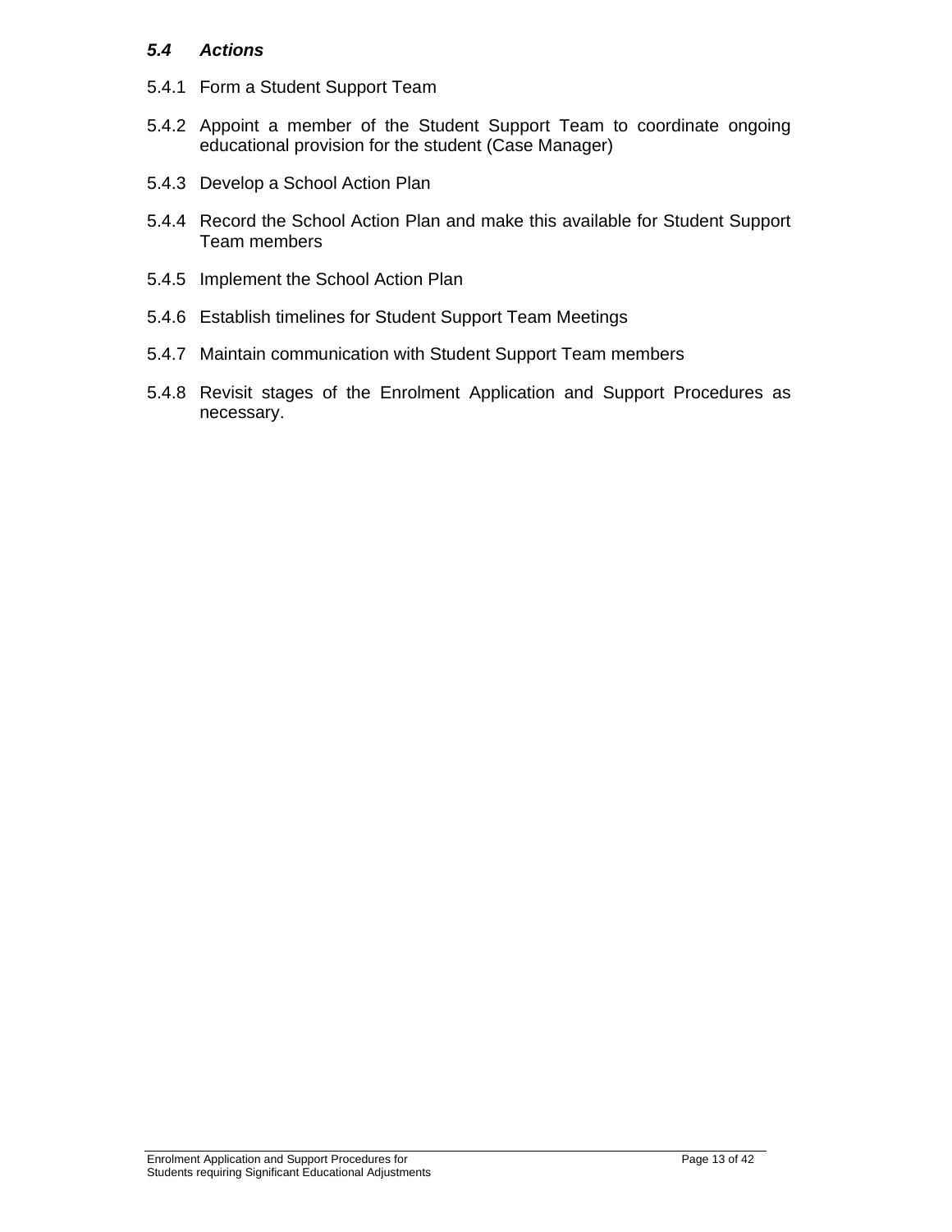### *5.4 Actions*

5.4.1 Form a Student Support Team

5.4.2 Appoint a member of the Student Support Team to coordinate ongoing educational provision for the student (Case Manager)

5.4.3 Develop a School Action Plan

5.4.4 Record the School Action Plan and make this available for Student Support Team members

5.4.5 Implement the School Action Plan

5.4.6 Establish timelines for Student Support Team Meetings

5.4.7 Maintain communication with Student Support Team members

5.4.8 Revisit stages of the Enrolment Application and Support Procedures as necessary.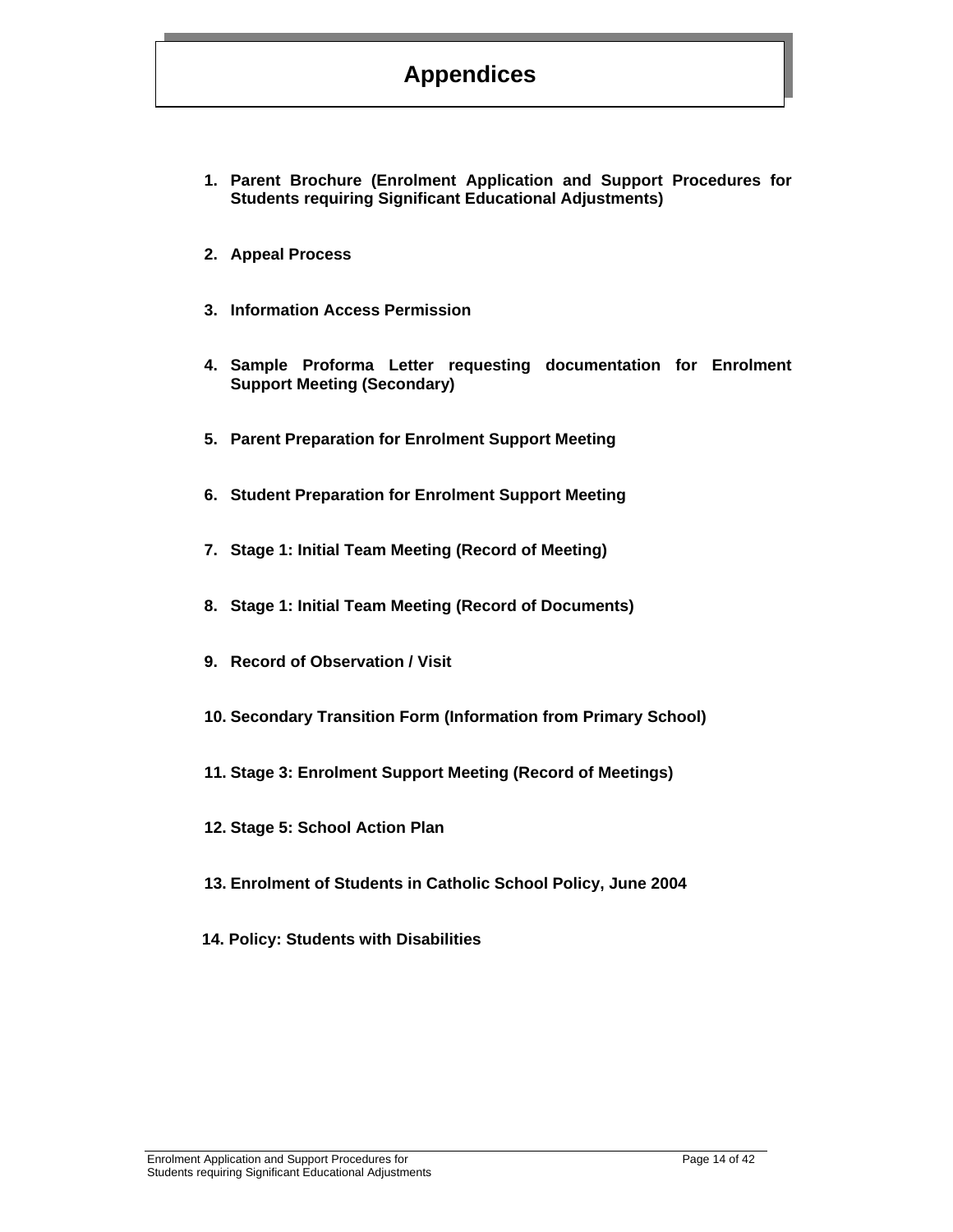# Appendices

1. **Parent Brochure (Enrolment Application and Support Procedures for Students requiring Significant Educational Adjustments)**

2. **Appeal Process**

3. **Information Access Permission**

4. **Sample Proforma Letter requesting documentation for Enrolment Support Meeting (Secondary)**

5. **Parent Preparation for Enrolment Support Meeting**

6. **Student Preparation for Enrolment Support Meeting**

7. **Stage 1: Initial Team Meeting (Record of Meeting)**

8. **Stage 1: Initial Team Meeting (Record of Documents)**

9. **Record of Observation / Visit**

10. **Secondary Transition Form (Information from Primary School)**

11. **Stage 3: Enrolment Support Meeting (Record of Meetings)**

12. **Stage 5: School Action Plan**

13. **Enrolment of Students in Catholic School Policy, June 2004**

14. **Policy: Students with Disabilities**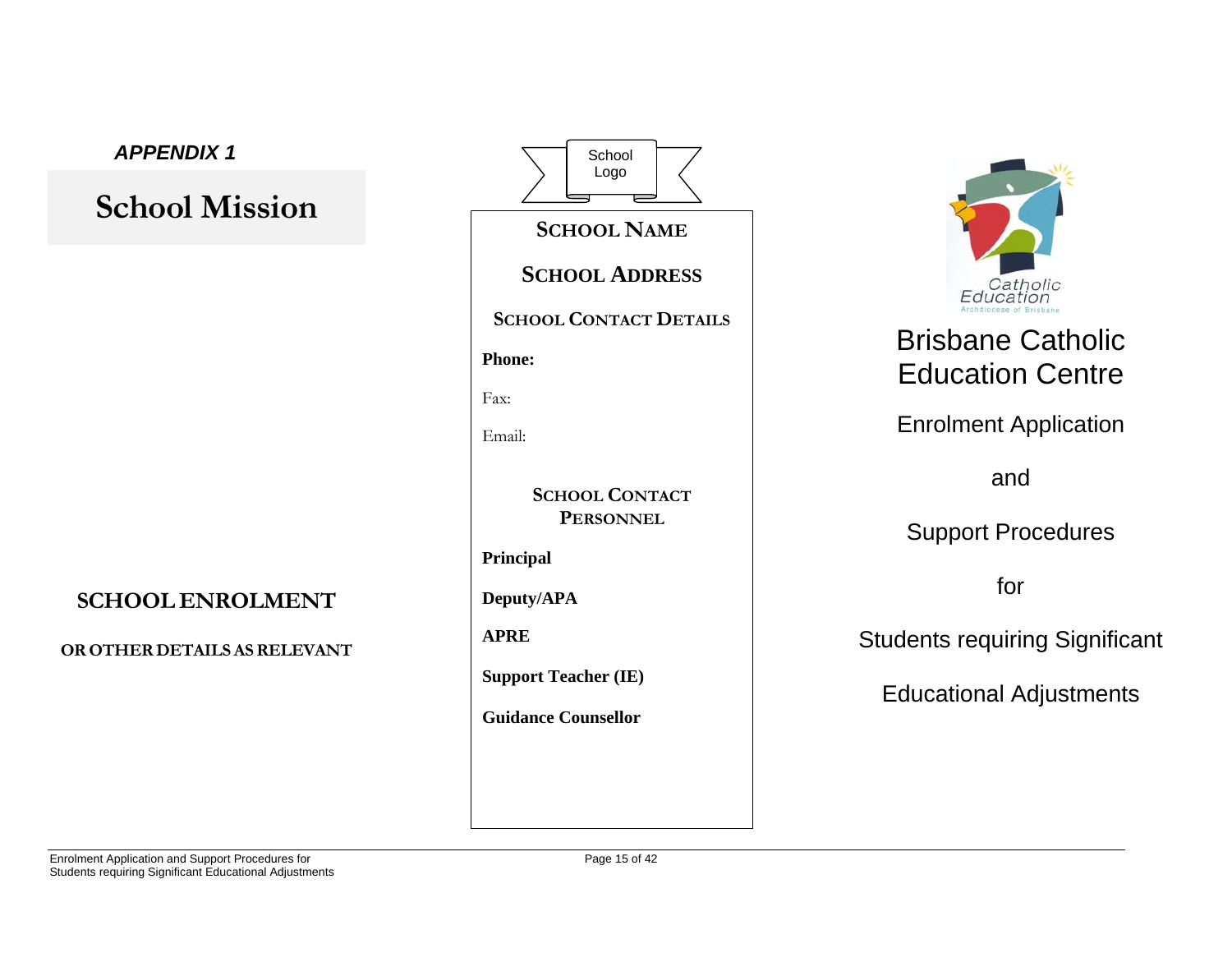*APPENDIX 1*

# School Mission

**SCHOOL ENROLMENT**

**OR OTHER DETAILS AS RELEVANT**

School Logo

## SCHOOL NAME

## SCHOOL ADDRESS

### SCHOOL CONTACT DETAILS

**Phone:**

Fax:

Email:

### SCHOOL CONTACT PERSONNEL

**Principal**

**Deputy/APA**

**APRE**

**Support Teacher (IE)**

**Guidance Counsellor**

Catholic Education
Archdiocese of Brisbane

# Brisbane Catholic Education Centre

Enrolment Application

and

Support Procedures

for

Students requiring Significant

Educational Adjustments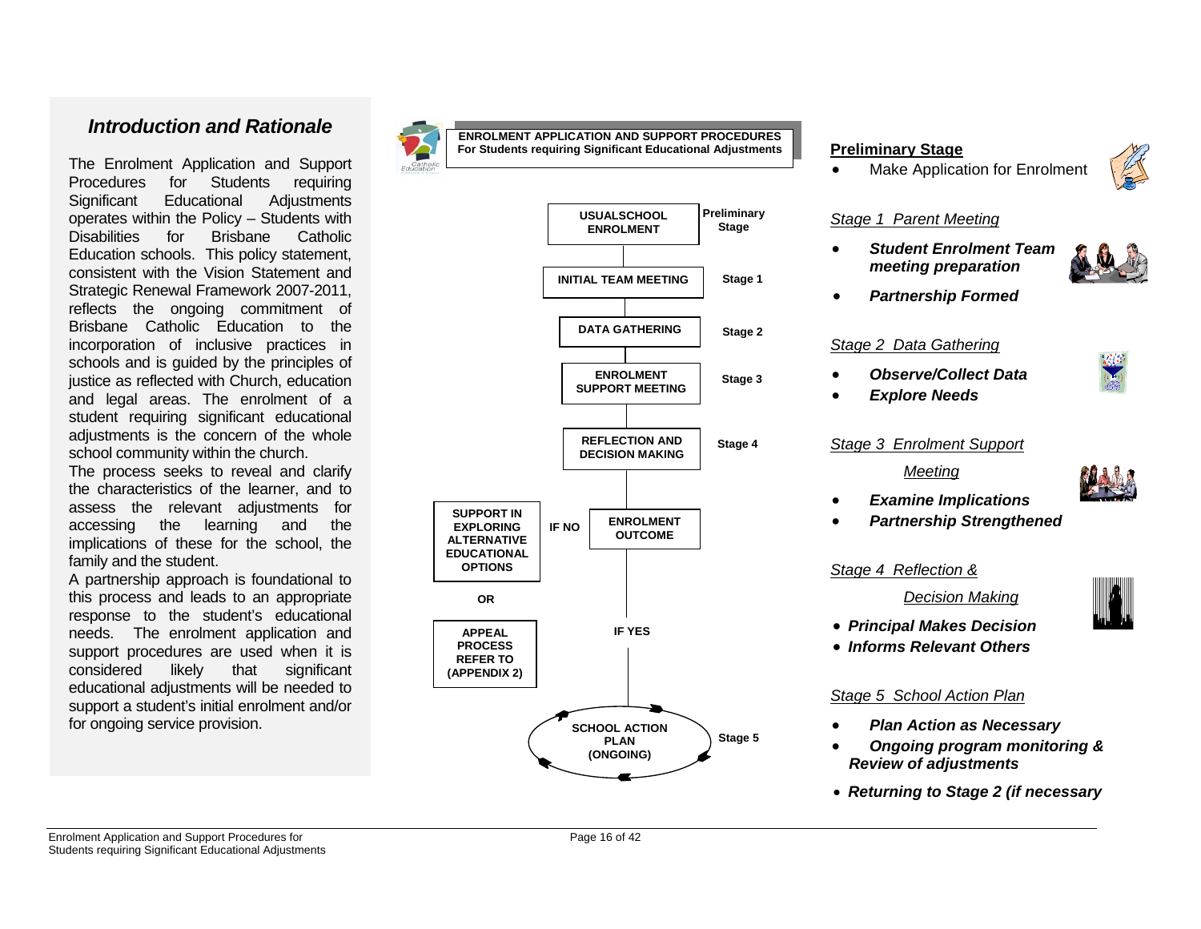## *Introduction and Rationale*

The Enrolment Application and Support Procedures for Students requiring Significant Educational Adjustments operates within the Policy – Students with Disabilities for Brisbane Catholic Education schools. This policy statement, consistent with the Vision Statement and Strategic Renewal Framework 2007-2011, reflects the ongoing commitment of Brisbane Catholic Education to the incorporation of inclusive practices in schools and is guided by the principles of justice as reflected with Church, education and legal areas. The enrolment of a student requiring significant educational adjustments is the concern of the whole school community within the church.

The process seeks to reveal and clarify the characteristics of the learner, and to assess the relevant adjustments for accessing the learning and the implications of these for the school, the family and the student.

A partnership approach is foundational to this process and leads to an appropriate response to the student's educational needs. The enrolment application and support procedures are used when it is considered likely that significant educational adjustments will be needed to support a student's initial enrolment and/or for ongoing service provision.

**ENROLMENT APPLICATION AND SUPPORT PROCEDURES**
**For Students requiring Significant Educational Adjustments**

- **USUALSCHOOL ENROLMENT** – **Preliminary Stage**
- **INITIAL TEAM MEETING** – **Stage 1**
- **DATA GATHERING** – **Stage 2**
- **ENROLMENT SUPPORT MEETING** – **Stage 3**
- **REFLECTION AND DECISION MAKING** – **Stage 4**
- **ENROLMENT OUTCOME**
  - **IF NO** → **SUPPORT IN EXPLORING ALTERNATIVE EDUCATIONAL OPTIONS** **OR** **APPEAL PROCESS REFER TO (APPENDIX 2)**
  - **IF YES** → **SCHOOL ACTION PLAN (ONGOING)** – **Stage 5**

**Preliminary Stage**

- Make Application for Enrolment

*Stage 1 Parent Meeting*

- ***Student Enrolment Team meeting preparation***
- ***Partnership Formed***

*Stage 2 Data Gathering*

- ***Observe/Collect Data***
- ***Explore Needs***

*Stage 3 Enrolment Support Meeting*

- ***Examine Implications***
- ***Partnership Strengthened***

*Stage 4 Reflection & Decision Making*

- ***Principal Makes Decision***
- ***Informs Relevant Others***

*Stage 5 School Action Plan*

- ***Plan Action as Necessary***
- ***Ongoing program monitoring & Review of adjustments***
- ***Returning to Stage 2 (if necessary***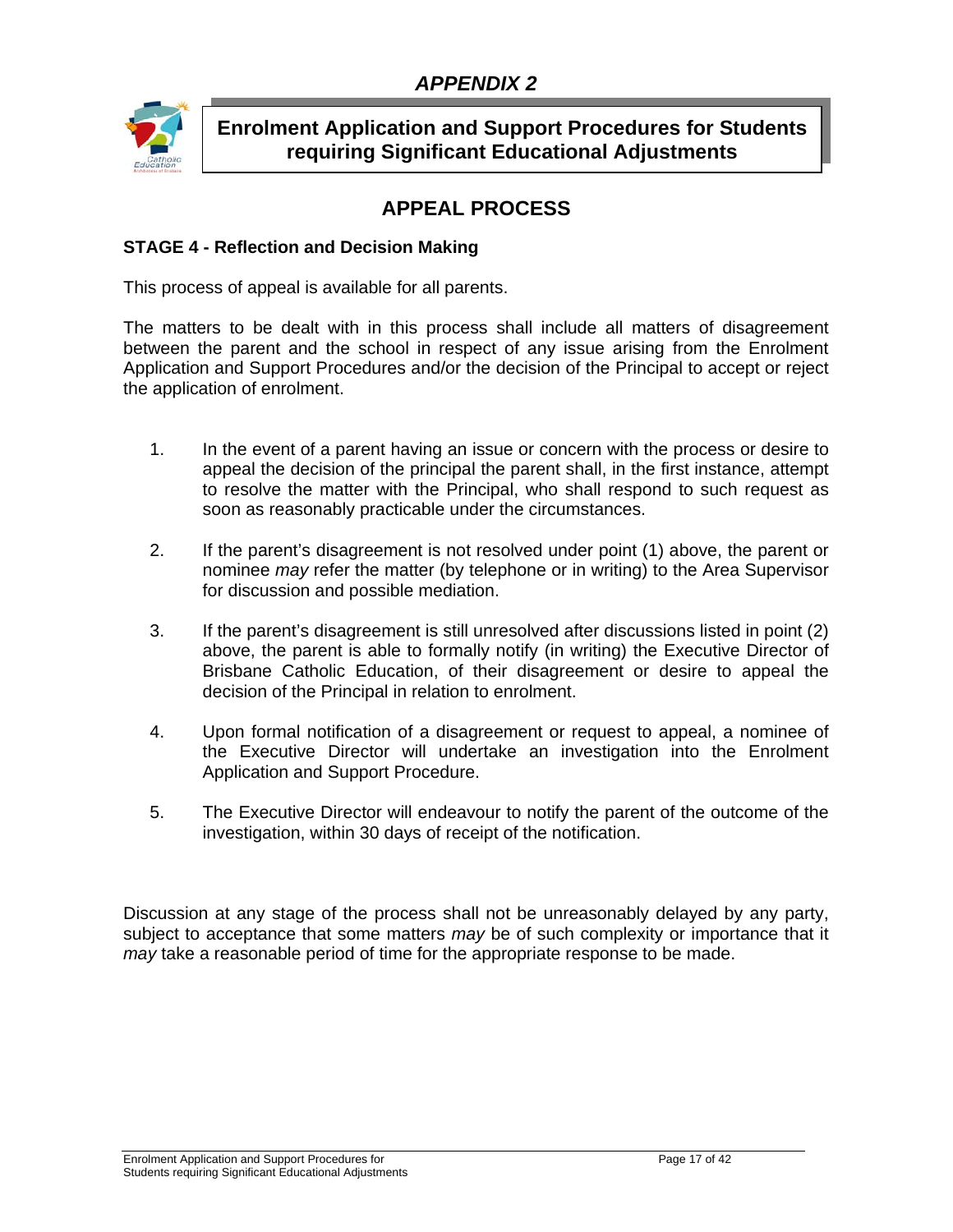# *APPENDIX 2*

## Enrolment Application and Support Procedures for Students requiring Significant Educational Adjustments

## APPEAL PROCESS

### STAGE 4 - Reflection and Decision Making

This process of appeal is available for all parents.

The matters to be dealt with in this process shall include all matters of disagreement between the parent and the school in respect of any issue arising from the Enrolment Application and Support Procedures and/or the decision of the Principal to accept or reject the application of enrolment.

1. In the event of a parent having an issue or concern with the process or desire to appeal the decision of the principal the parent shall, in the first instance, attempt to resolve the matter with the Principal, who shall respond to such request as soon as reasonably practicable under the circumstances.

2. If the parent's disagreement is not resolved under point (1) above, the parent or nominee *may* refer the matter (by telephone or in writing) to the Area Supervisor for discussion and possible mediation.

3. If the parent's disagreement is still unresolved after discussions listed in point (2) above, the parent is able to formally notify (in writing) the Executive Director of Brisbane Catholic Education, of their disagreement or desire to appeal the decision of the Principal in relation to enrolment.

4. Upon formal notification of a disagreement or request to appeal, a nominee of the Executive Director will undertake an investigation into the Enrolment Application and Support Procedure.

5. The Executive Director will endeavour to notify the parent of the outcome of the investigation, within 30 days of receipt of the notification.

Discussion at any stage of the process shall not be unreasonably delayed by any party, subject to acceptance that some matters *may* be of such complexity or importance that it *may* take a reasonable period of time for the appropriate response to be made.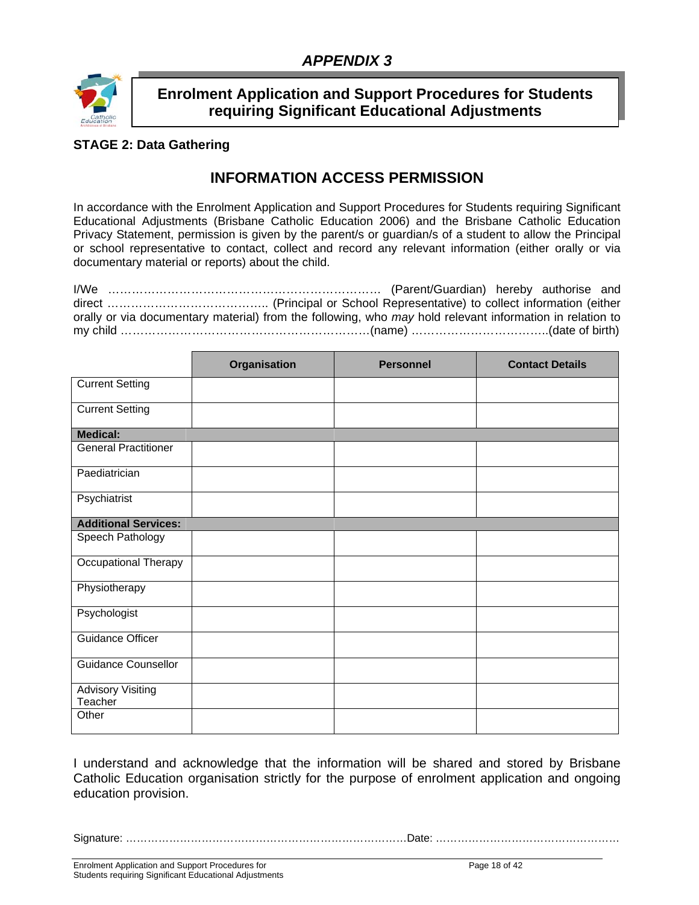## *APPENDIX 3*

## Enrolment Application and Support Procedures for Students requiring Significant Educational Adjustments

**STAGE 2: Data Gathering**

### INFORMATION ACCESS PERMISSION

In accordance with the Enrolment Application and Support Procedures for Students requiring Significant Educational Adjustments (Brisbane Catholic Education 2006) and the Brisbane Catholic Education Privacy Statement, permission is given by the parent/s or guardian/s of a student to allow the Principal or school representative to contact, collect and record any relevant information (either orally or via documentary material or reports) about the child.

I/We ………………………………………………………………. (Parent/Guardian) hereby authorise and direct ………………………………….. (Principal or School Representative) to collect information (either orally or via documentary material) from the following, who *may* hold relevant information in relation to my child ………………………………………………………(name) ……………………………..(date of birth)

| | Organisation | Personnel | Contact Details |
|---|---|---|---|
| Current Setting | | | |
| Current Setting | | | |
| **Medical:** | | | |
| General Practitioner | | | |
| Paediatrician | | | |
| Psychiatrist | | | |
| **Additional Services:** | | | |
| Speech Pathology | | | |
| Occupational Therapy | | | |
| Physiotherapy | | | |
| Psychologist | | | |
| Guidance Officer | | | |
| Guidance Counsellor | | | |
| Advisory Visiting Teacher | | | |
| Other | | | |

I understand and acknowledge that the information will be shared and stored by Brisbane Catholic Education organisation strictly for the purpose of enrolment application and ongoing education provision.

Signature: ……………………………………………………………………Date: ……………………………………………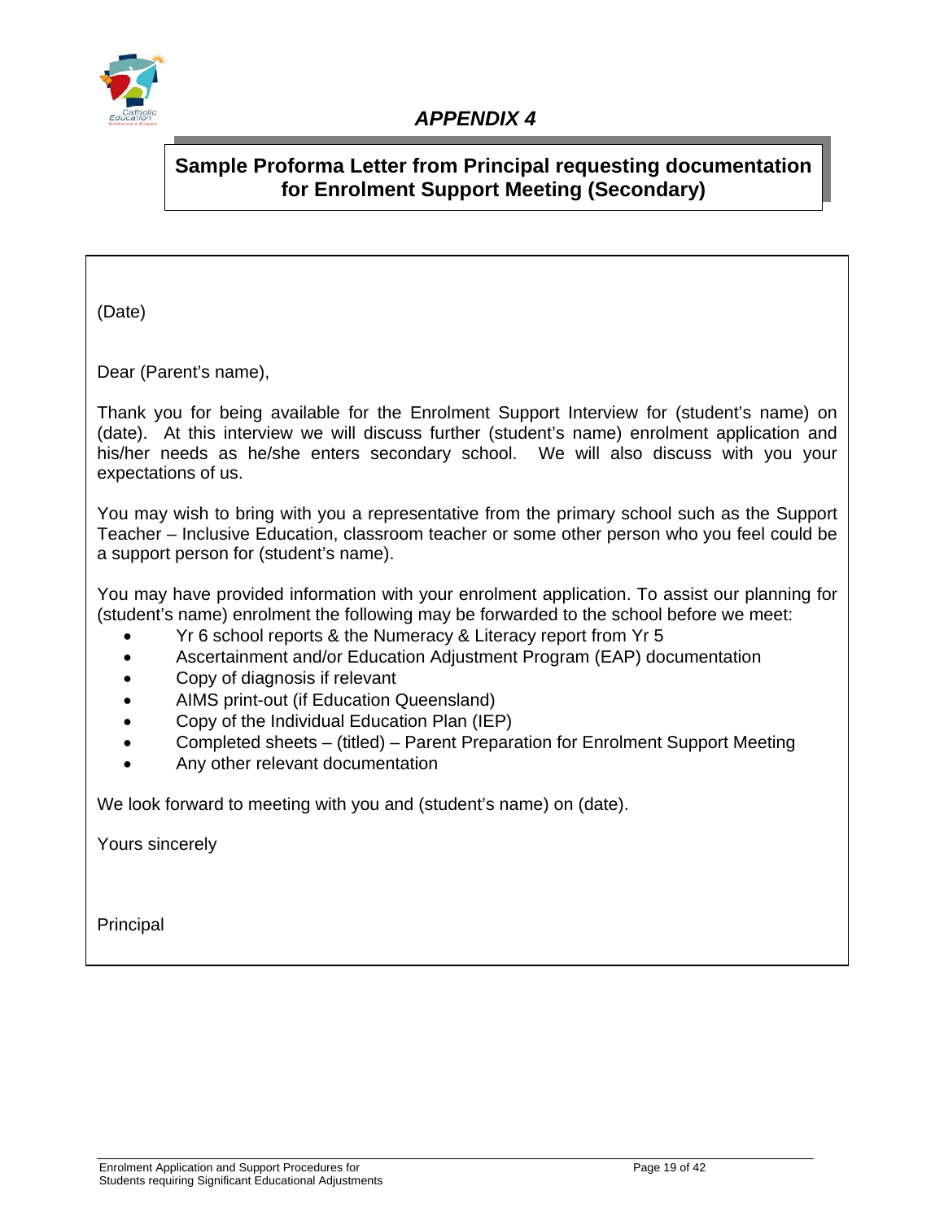# *APPENDIX 4*

## Sample Proforma Letter from Principal requesting documentation for Enrolment Support Meeting (Secondary)

(Date)

Dear (Parent's name),

Thank you for being available for the Enrolment Support Interview for (student's name) on (date). At this interview we will discuss further (student's name) enrolment application and his/her needs as he/she enters secondary school. We will also discuss with you your expectations of us.

You may wish to bring with you a representative from the primary school such as the Support Teacher – Inclusive Education, classroom teacher or some other person who you feel could be a support person for (student's name).

You may have provided information with your enrolment application. To assist our planning for (student's name) enrolment the following may be forwarded to the school before we meet:

- Yr 6 school reports & the Numeracy & Literacy report from Yr 5
- Ascertainment and/or Education Adjustment Program (EAP) documentation
- Copy of diagnosis if relevant
- AIMS print-out (if Education Queensland)
- Copy of the Individual Education Plan (IEP)
- Completed sheets – (titled) – Parent Preparation for Enrolment Support Meeting
- Any other relevant documentation

We look forward to meeting with you and (student's name) on (date).

Yours sincerely

Principal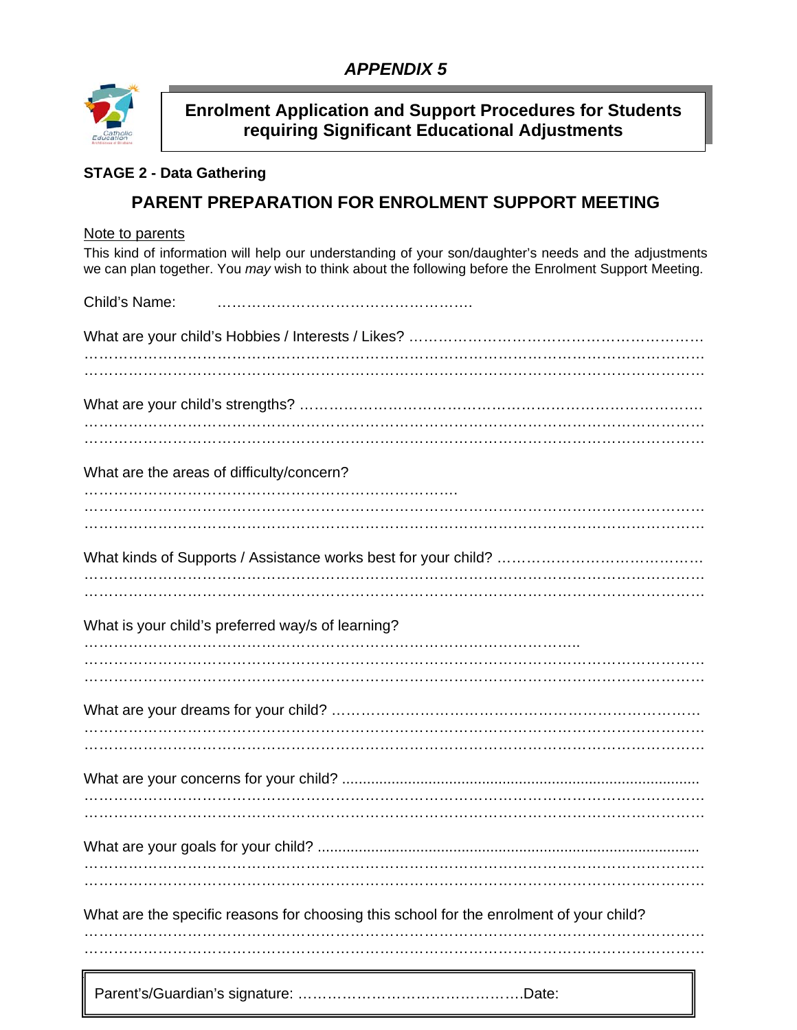*APPENDIX 5*

**Enrolment Application and Support Procedures for Students requiring Significant Educational Adjustments**

**STAGE 2 - Data Gathering**

## PARENT PREPARATION FOR ENROLMENT SUPPORT MEETING

Note to parents

This kind of information will help our understanding of your son/daughter's needs and the adjustments we can plan together. You *may* wish to think about the following before the Enrolment Support Meeting.

Child's Name: ……………………………………………

What are your child's Hobbies / Interests / Likes? ……………………………………………………
……………………………………………………………………………………………………………
……………………………………………………………………………………………………………

What are your child's strengths? ………………………………………………………………………
……………………………………………………………………………………………………………
……………………………………………………………………………………………………………

What are the areas of difficulty/concern?
……………………………………………………………………
……………………………………………………………………………………………………………
……………………………………………………………………………………………………………

What kinds of Supports / Assistance works best for your child? ……………………………………
……………………………………………………………………………………………………………
……………………………………………………………………………………………………………

What is your child's preferred way/s of learning?
……………………………………………………………………………………………
……………………………………………………………………………………………………………
……………………………………………………………………………………………………………

What are your dreams for your child? …………………………………………………………………
……………………………………………………………………………………………………………
……………………………………………………………………………………………………………

What are your concerns for your child? ......................................................................................
……………………………………………………………………………………………………………
……………………………………………………………………………………………………………

What are your goals for your child? ............................................................................................
……………………………………………………………………………………………………………
……………………………………………………………………………………………………………

What are the specific reasons for choosing this school for the enrolment of your child?
……………………………………………………………………………………………………………
……………………………………………………………………………………………………………

Parent's/Guardian's signature: ………………………………………Date: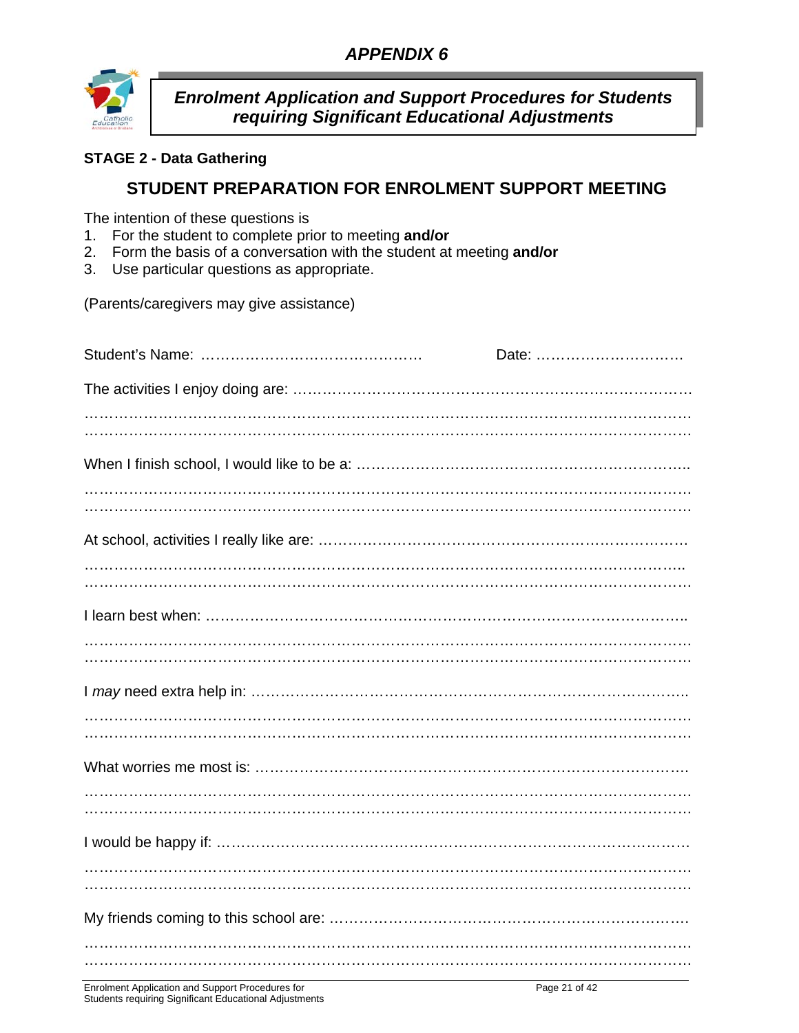# *APPENDIX 6*

## *Enrolment Application and Support Procedures for Students requiring Significant Educational Adjustments*

**STAGE 2 - Data Gathering**

## STUDENT PREPARATION FOR ENROLMENT SUPPORT MEETING

The intention of these questions is

1. For the student to complete prior to meeting **and/or**
2. Form the basis of a conversation with the student at meeting **and/or**
3. Use particular questions as appropriate.

(Parents/caregivers may give assistance)

Student's Name: ……………………………………… Date: …………………………

The activities I enjoy doing are: ……………………………………………………………………
…………………………………………………………………………………………………………
…………………………………………………………………………………………………………

When I finish school, I would like to be a: …………………………………………………………..
…………………………………………………………………………………………………………
…………………………………………………………………………………………………………

At school, activities I really like are: …………………………………………………………………
………………………………………………………………………………………………………..
…………………………………………………………………………………………………………

I learn best when: ……………………………………………………………………………………..
…………………………………………………………………………………………………………
…………………………………………………………………………………………………………

I *may* need extra help in: ……………………………………………………………………………..
…………………………………………………………………………………………………………
…………………………………………………………………………………………………………

What worries me most is: ……………………………………………………………………………
…………………………………………………………………………………………………………
…………………………………………………………………………………………………………

I would be happy if: …………………………………………………………………………………
…………………………………………………………………………………………………………
…………………………………………………………………………………………………………

My friends coming to this school are: ………………………………………………………………
…………………………………………………………………………………………………………
…………………………………………………………………………………………………………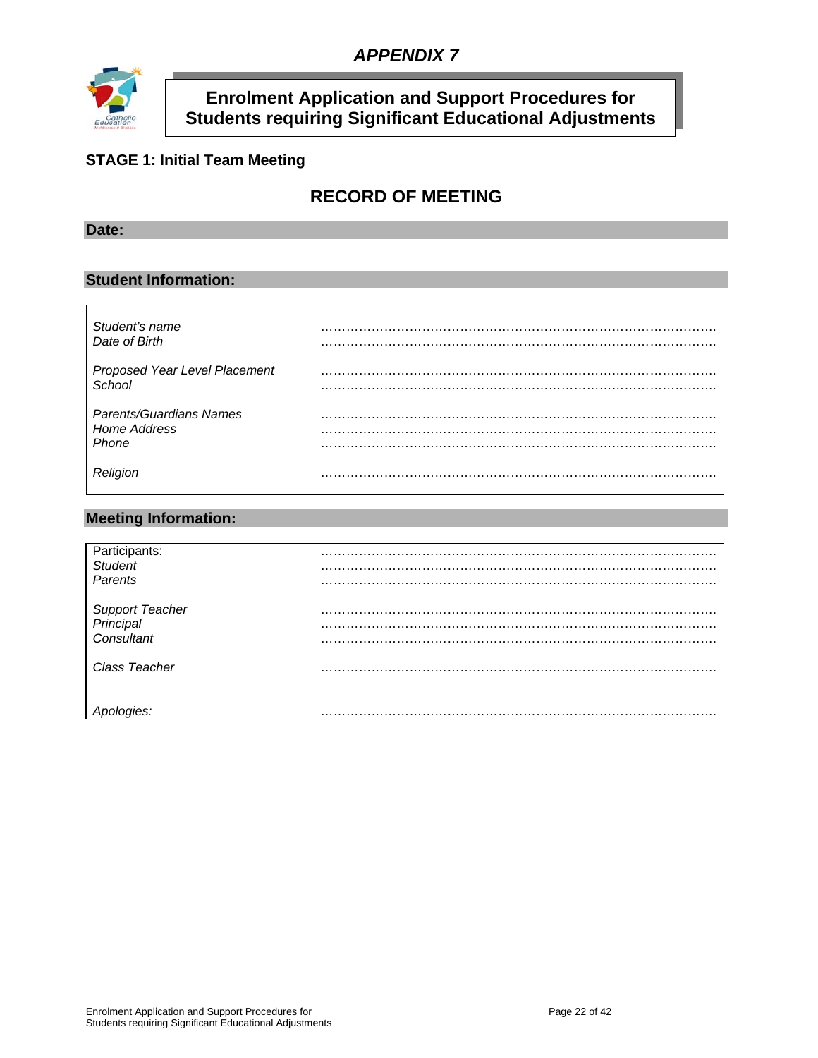# *APPENDIX 7*

## Enrolment Application and Support Procedures for Students requiring Significant Educational Adjustments

### STAGE 1: Initial Team Meeting

## RECORD OF MEETING

**Date:**

**Student Information:**

| | |
|---|---|
| *Student's name* | ………………………………………………………………………………… |
| *Date of Birth* | ………………………………………………………………………………… |
| *Proposed Year Level Placement* | ………………………………………………………………………………… |
| *School* | ………………………………………………………………………………… |
| *Parents/Guardians Names* | ………………………………………………………………………………… |
| *Home Address* | ………………………………………………………………………………… |
| *Phone* | ………………………………………………………………………………… |
| *Religion* | ………………………………………………………………………………… |

**Meeting Information:**

| | |
|---|---|
| Participants: | ………………………………………………………………………………… |
| *Student* | ………………………………………………………………………………… |
| *Parents* | ………………………………………………………………………………… |
| *Support Teacher* | ………………………………………………………………………………… |
| *Principal* | ………………………………………………………………………………… |
| *Consultant* | ………………………………………………………………………………… |
| *Class Teacher* | ………………………………………………………………………………… |
| *Apologies:* | ………………………………………………………………………………… |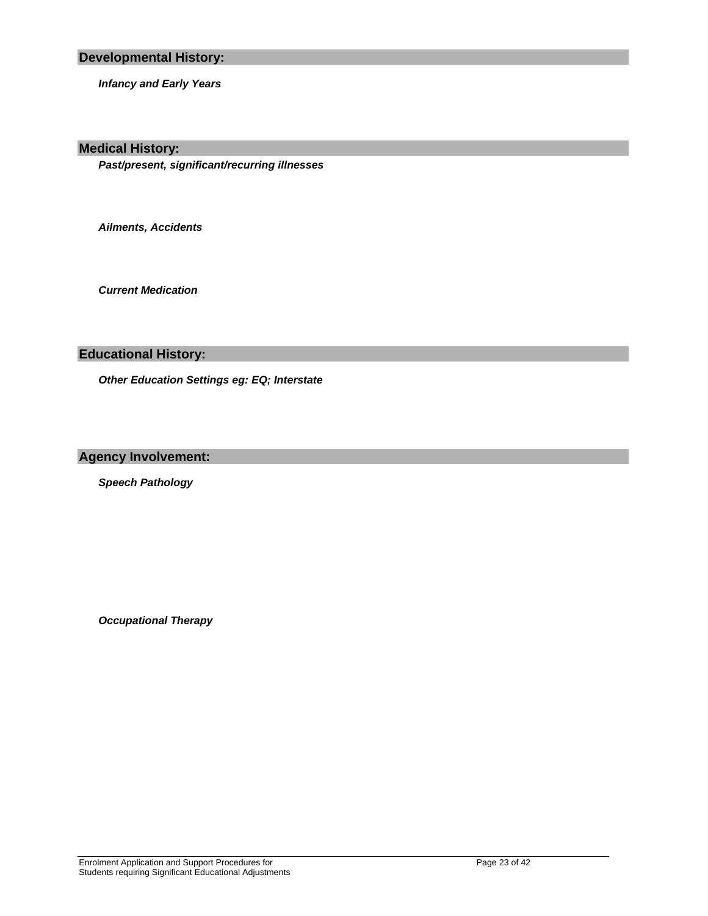## Developmental History:

***Infancy and Early Years***

## Medical History:

***Past/present, significant/recurring illnesses***

***Ailments, Accidents***

***Current Medication***

## Educational History:

***Other Education Settings eg: EQ; Interstate***

## Agency Involvement:

***Speech Pathology***

***Occupational Therapy***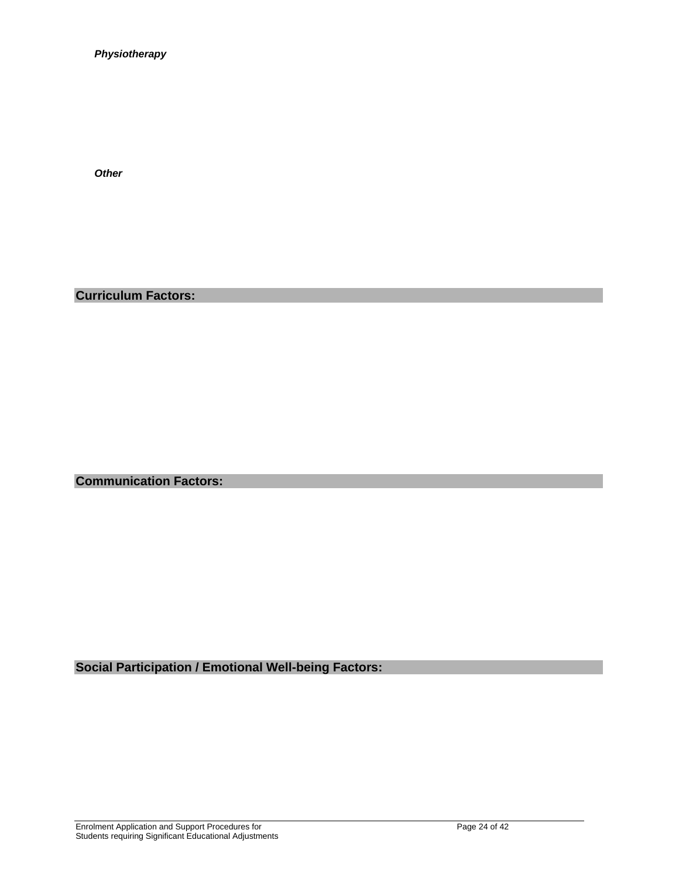***Physiotherapy***

***Other***

## Curriculum Factors:

## Communication Factors:

## Social Participation / Emotional Well-being Factors: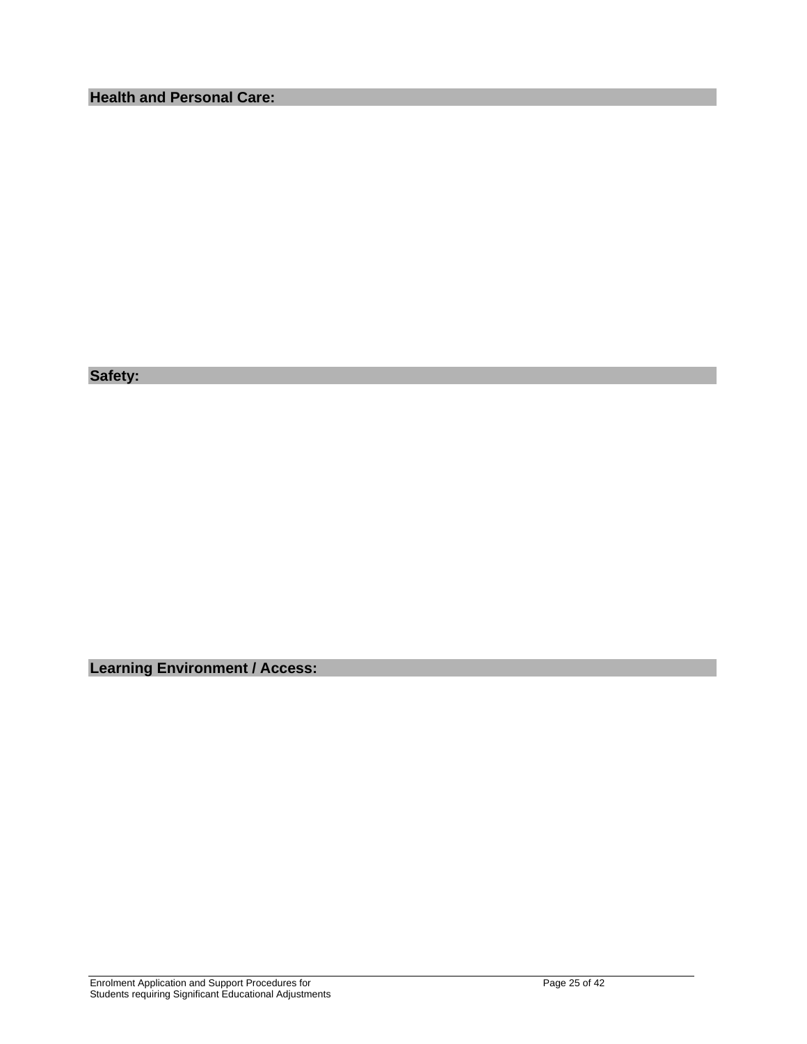**Health and Personal Care:**

**Safety:**

**Learning Environment / Access:**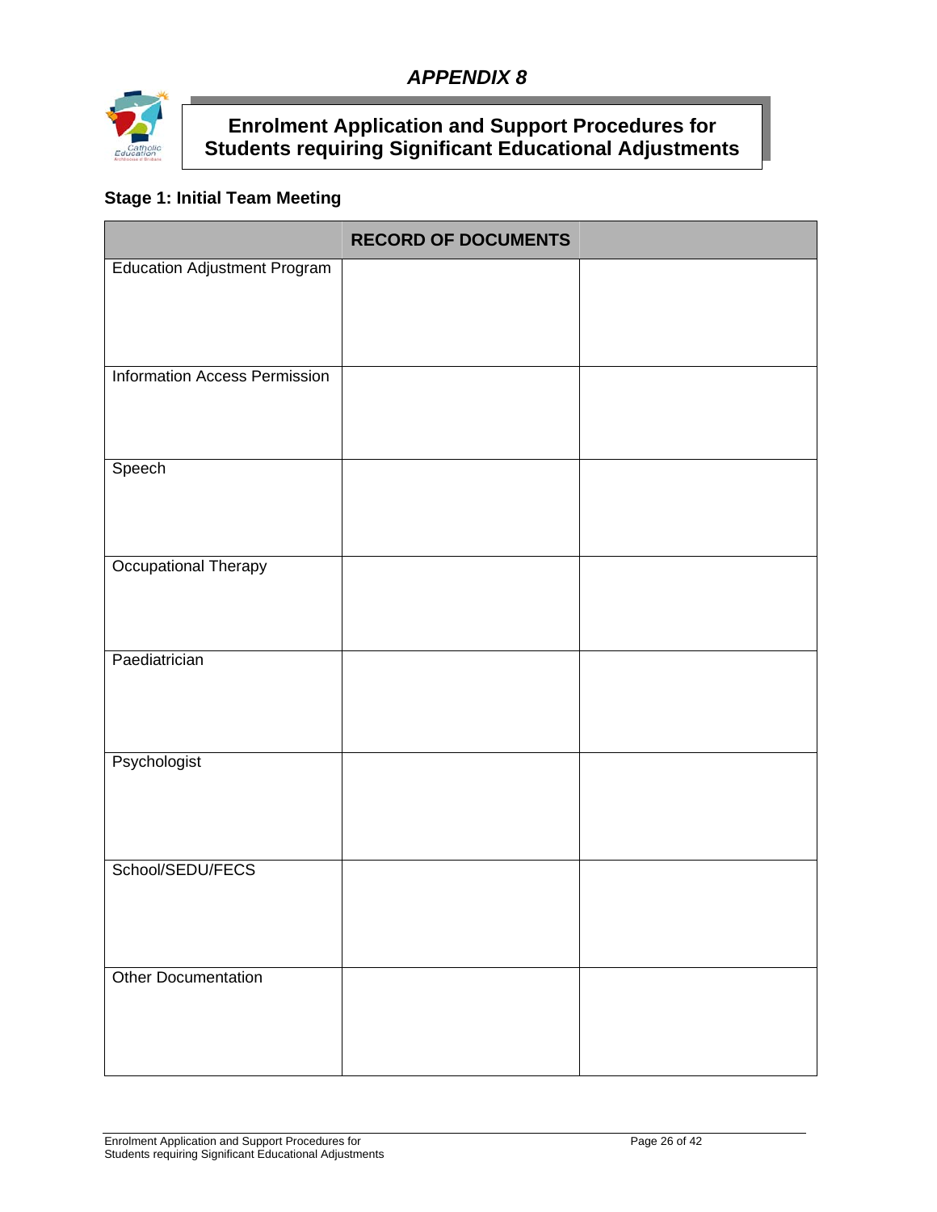*APPENDIX 8*

## Enrolment Application and Support Procedures for Students requiring Significant Educational Adjustments

### Stage 1: Initial Team Meeting

| | RECORD OF DOCUMENTS | |
|---|---|---|
| Education Adjustment Program | | |
| Information Access Permission | | |
| Speech | | |
| Occupational Therapy | | |
| Paediatrician | | |
| Psychologist | | |
| School/SEDU/FECS | | |
| Other Documentation | | |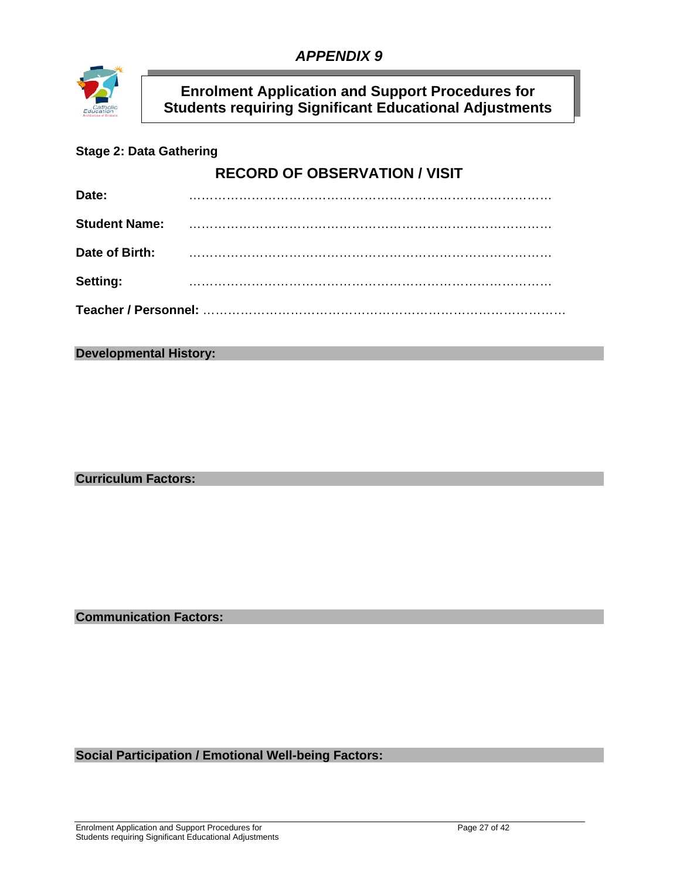*APPENDIX 9*

# Enrolment Application and Support Procedures for Students requiring Significant Educational Adjustments

**Stage 2: Data Gathering**

## RECORD OF OBSERVATION / VISIT

**Date:** ……………………………………………………………………………………

**Student Name:** ……………………………………………………………………………………

**Date of Birth:** ……………………………………………………………………………………

**Setting:** ……………………………………………………………………………………

**Teacher / Personnel:** ……………………………………………………………………………………

**Developmental History:**

**Curriculum Factors:**

**Communication Factors:**

**Social Participation / Emotional Well-being Factors:**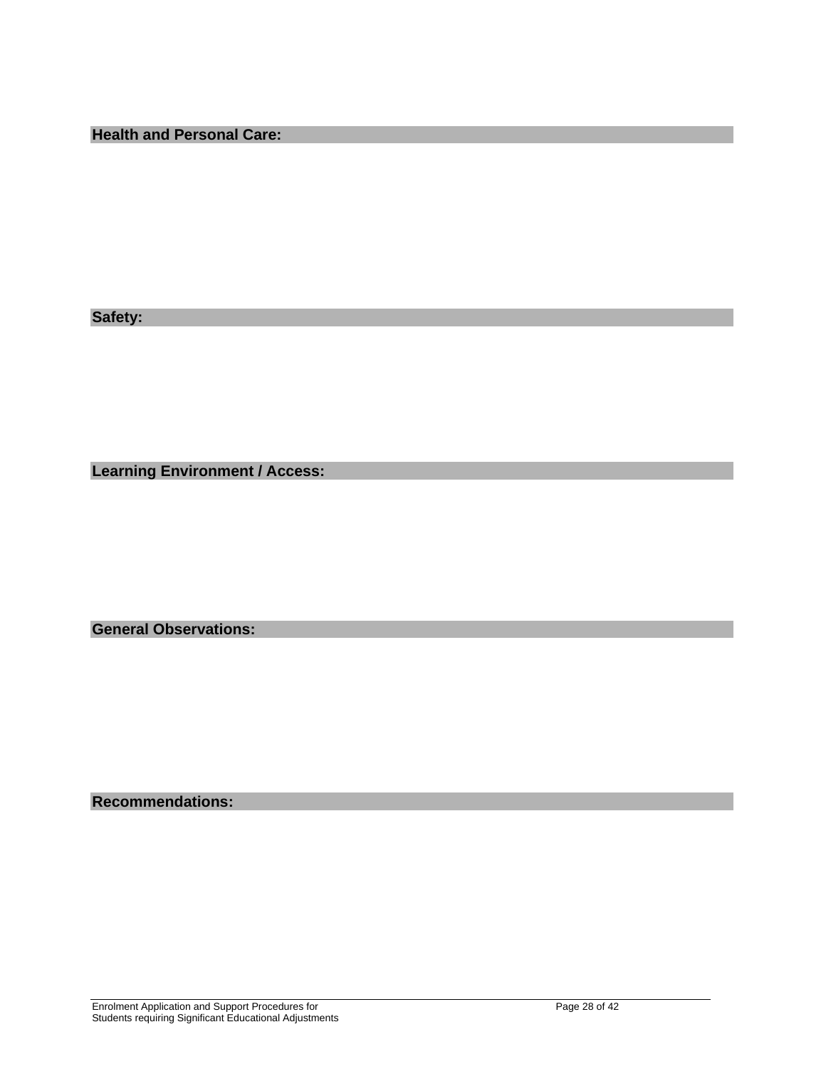**Health and Personal Care:**

**Safety:**

**Learning Environment / Access:**

**General Observations:**

**Recommendations:**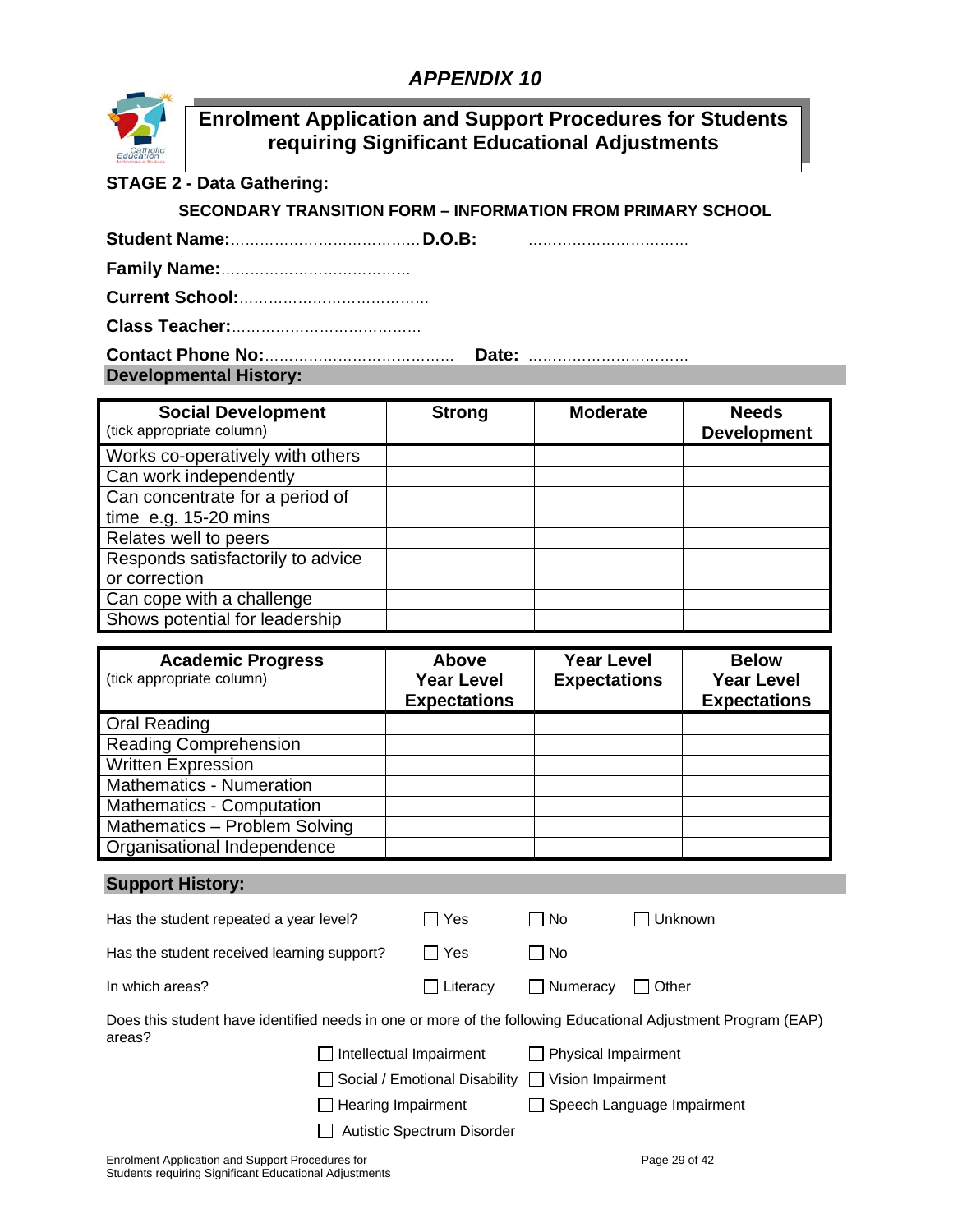## *APPENDIX 10*

## Enrolment Application and Support Procedures for Students requiring Significant Educational Adjustments

**STAGE 2 - Data Gathering:**

**SECONDARY TRANSITION FORM – INFORMATION FROM PRIMARY SCHOOL**

**Student Name:**………………………………… **D.O.B:** ……………………………

**Family Name:**…………………………………

**Current School:**…………………………………

**Class Teacher:**…………………………………

**Contact Phone No:**………………………………… **Date:** ……………………………

**Developmental History:**

| **Social Development** (tick appropriate column) | **Strong** | **Moderate** | **Needs Development** |
|---|---|---|---|
| Works co-operatively with others | | | |
| Can work independently | | | |
| Can concentrate for a period of time e.g. 15-20 mins | | | |
| Relates well to peers | | | |
| Responds satisfactorily to advice or correction | | | |
| Can cope with a challenge | | | |
| Shows potential for leadership | | | |

| **Academic Progress** (tick appropriate column) | **Above Year Level Expectations** | **Year Level Expectations** | **Below Year Level Expectations** |
|---|---|---|---|
| Oral Reading | | | |
| Reading Comprehension | | | |
| Written Expression | | | |
| Mathematics - Numeration | | | |
| Mathematics - Computation | | | |
| Mathematics – Problem Solving | | | |
| Organisational Independence | | | |

**Support History:**

Has the student repeated a year level? ☐ Yes ☐ No ☐ Unknown

Has the student received learning support? ☐ Yes ☐ No

In which areas? ☐ Literacy ☐ Numeracy ☐ Other

Does this student have identified needs in one or more of the following Educational Adjustment Program (EAP) areas?

- ☐ Intellectual Impairment
- ☐ Physical Impairment
- ☐ Social / Emotional Disability
- ☐ Vision Impairment
- ☐ Hearing Impairment
- ☐ Speech Language Impairment
- ☐ Autistic Spectrum Disorder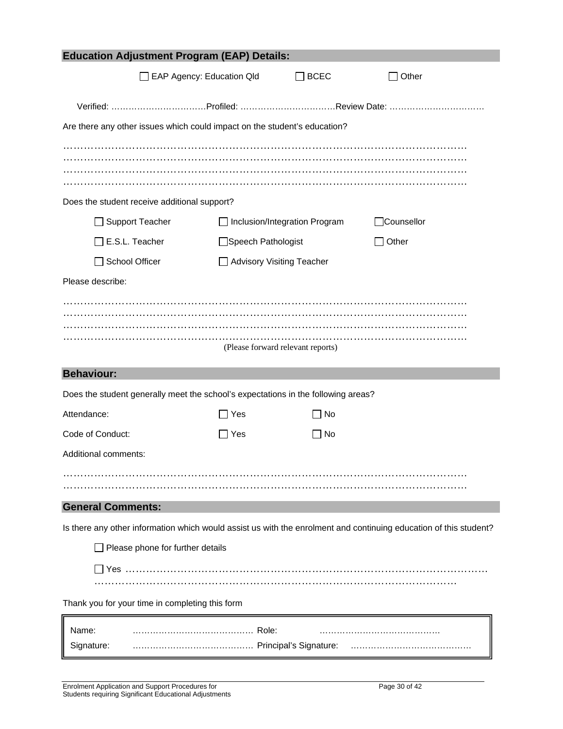## Education Adjustment Program (EAP) Details:

☐ EAP Agency: Education Qld ☐ BCEC ☐ Other

Verified: ……………………………Profiled: ……………………………Review Date: ……………………………

Are there any other issues which could impact on the student's education?

…………………………………………………………………………………………………………
…………………………………………………………………………………………………………
…………………………………………………………………………………………………………
…………………………………………………………………………………………………………

Does the student receive additional support?

| | | |
|---|---|---|
| ☐ Support Teacher | ☐ Inclusion/Integration Program | ☐ Counsellor |
| ☐ E.S.L. Teacher | ☐ Speech Pathologist | ☐ Other |
| ☐ School Officer | ☐ Advisory Visiting Teacher | |

Please describe:

…………………………………………………………………………………………………………
…………………………………………………………………………………………………………
…………………………………………………………………………………………………………
…………………………………………………………………………………………………………

(Please forward relevant reports)

## Behaviour:

Does the student generally meet the school's expectations in the following areas?

| | | |
|---|---|---|
| Attendance: | ☐ Yes | ☐ No |
| Code of Conduct: | ☐ Yes | ☐ No |

Additional comments:

…………………………………………………………………………………………………………
…………………………………………………………………………………………………………

## General Comments:

Is there any other information which would assist us with the enrolment and continuing education of this student?

☐ Please phone for further details

☐ Yes …………………………………………………………………………………………………
……………………………………………………………………………………………

Thank you for your time in completing this form

| | | | |
|---|---|---|---|
| Name: | …………………………………… | Role: | …………………………………… |
| Signature: | …………………………………… | Principal's Signature: | …………………………………… |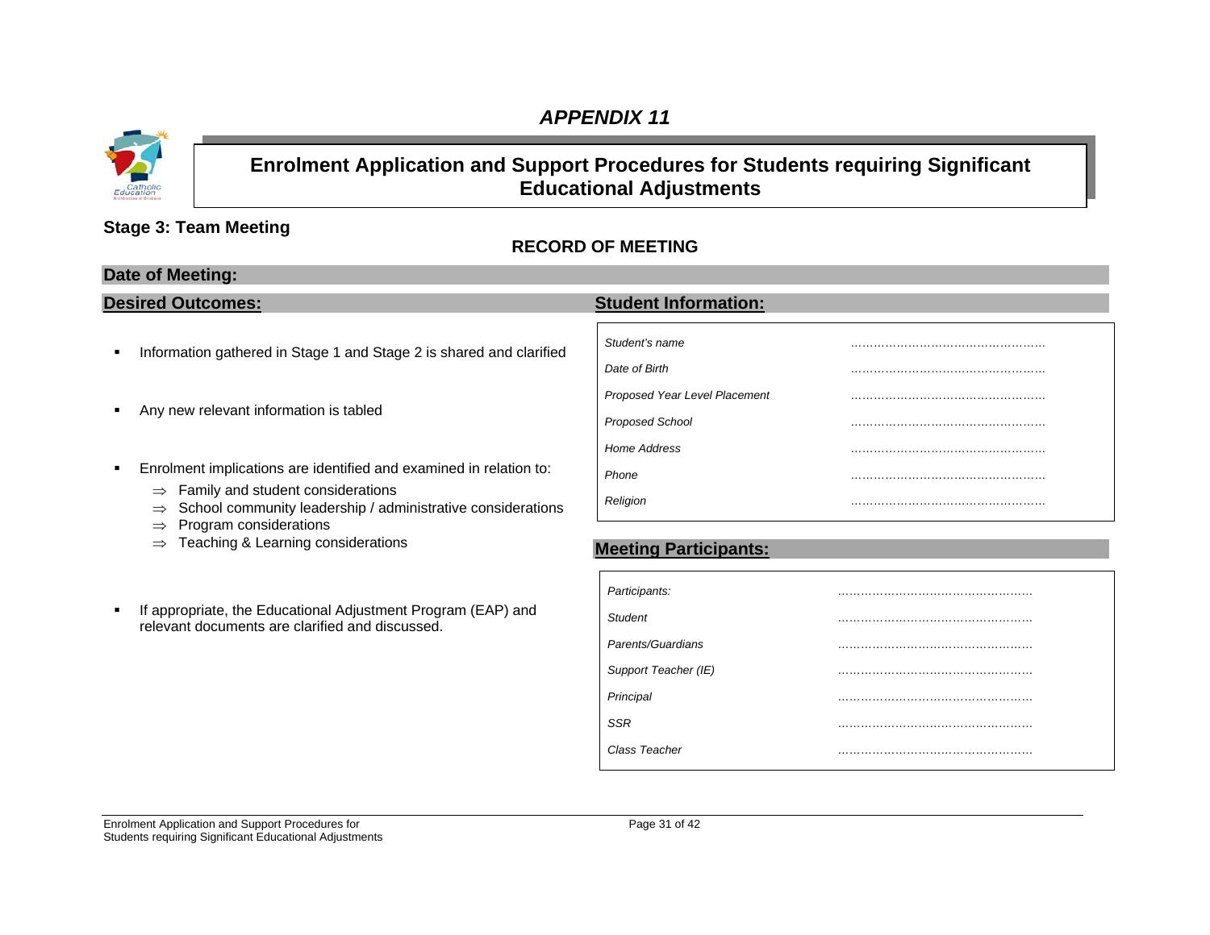## *APPENDIX 11*

# Enrolment Application and Support Procedures for Students requiring Significant Educational Adjustments

### Stage 3: Team Meeting

### RECORD OF MEETING

**Date of Meeting:**

**Desired Outcomes:**

- Information gathered in Stage 1 and Stage 2 is shared and clarified
- Any new relevant information is tabled
- Enrolment implications are identified and examined in relation to:
  - ⇒ Family and student considerations
  - ⇒ School community leadership / administrative considerations
  - ⇒ Program considerations
  - ⇒ Teaching & Learning considerations
- If appropriate, the Educational Adjustment Program (EAP) and relevant documents are clarified and discussed.

**Student Information:**

| | |
|---|---|
| *Student's name* | ………………………………………… |
| *Date of Birth* | ………………………………………… |
| *Proposed Year Level Placement* | ………………………………………… |
| *Proposed School* | ………………………………………… |
| *Home Address* | ………………………………………… |
| *Phone* | ………………………………………… |
| *Religion* | ………………………………………… |

**Meeting Participants:**

| | |
|---|---|
| *Participants:* | ………………………………………… |
| *Student* | ………………………………………… |
| *Parents/Guardians* | ………………………………………… |
| *Support Teacher (IE)* | ………………………………………… |
| *Principal* | ………………………………………… |
| *SSR* | ………………………………………… |
| *Class Teacher* | ………………………………………… |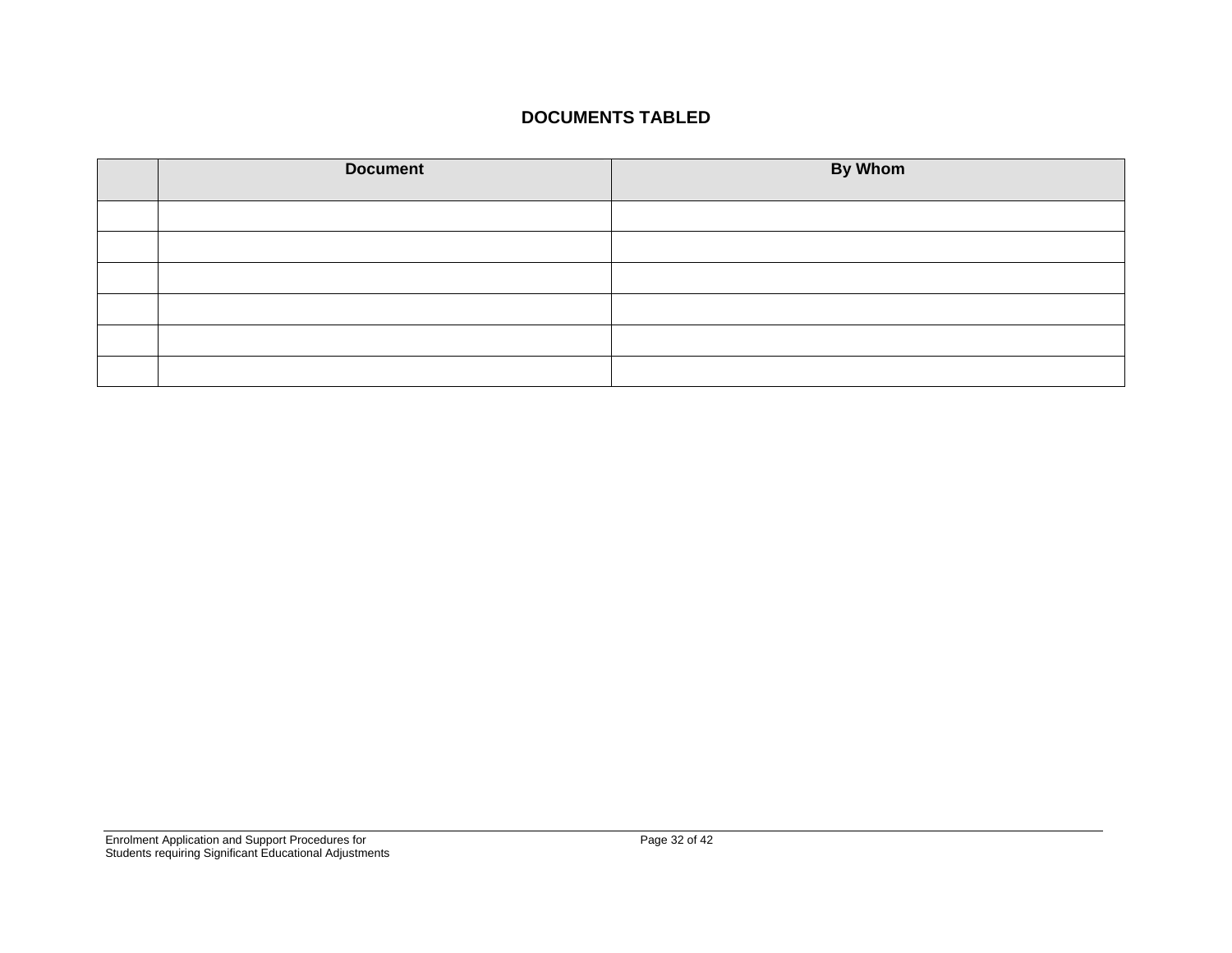## DOCUMENTS TABLED

| | Document | By Whom |
|---|---|---|
| | | |
| | | |
| | | |
| | | |
| | | |
| | | |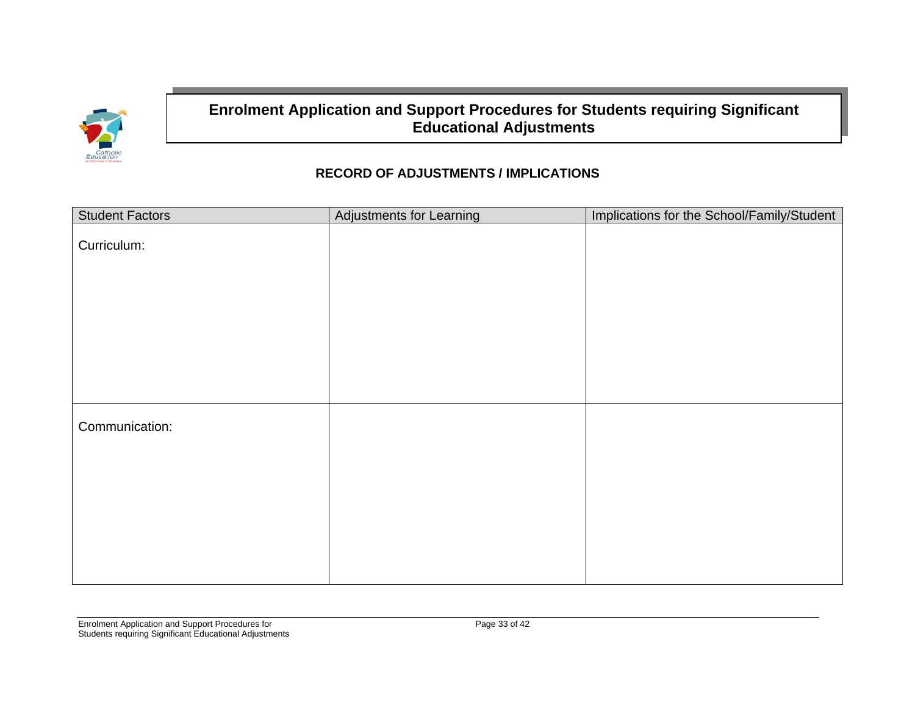# Enrolment Application and Support Procedures for Students requiring Significant Educational Adjustments

## RECORD OF ADJUSTMENTS / IMPLICATIONS

| Student Factors | Adjustments for Learning | Implications for the School/Family/Student |
| --- | --- | --- |
| Curriculum: | | |
| Communication: | | |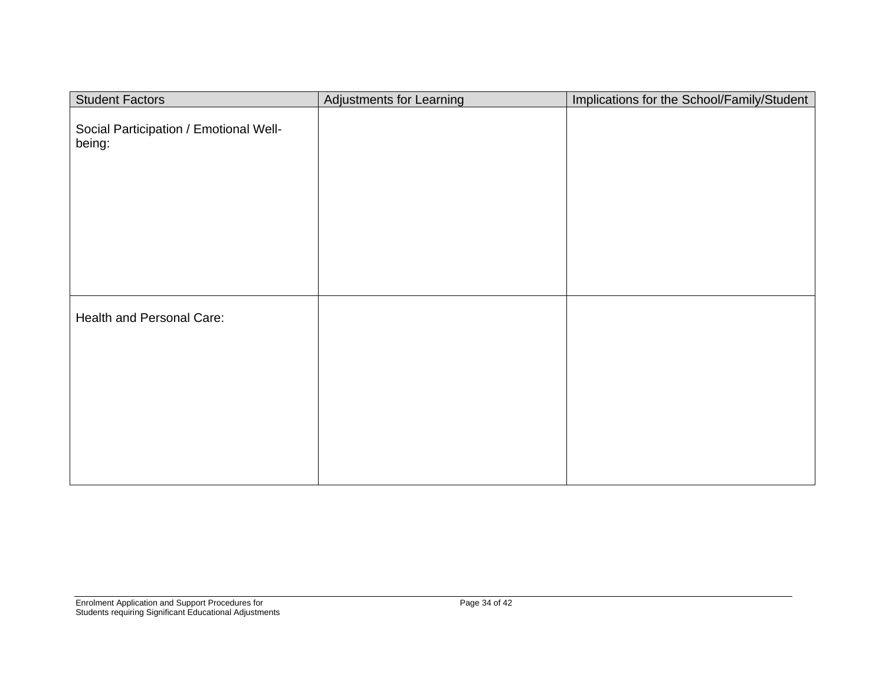| Student Factors | Adjustments for Learning | Implications for the School/Family/Student |
| --- | --- | --- |
| Social Participation / Emotional Well-being: | | |
| Health and Personal Care: | | |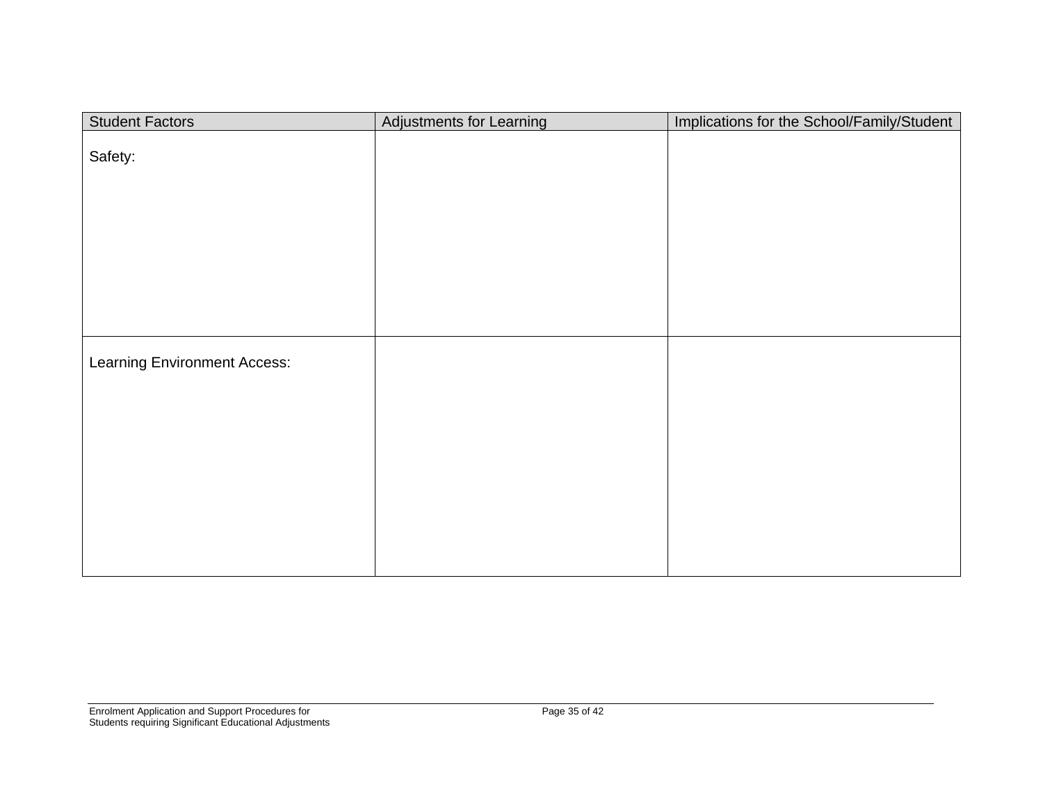| Student Factors | Adjustments for Learning | Implications for the School/Family/Student |
| --- | --- | --- |
| Safety: | | |
| Learning Environment Access: | | |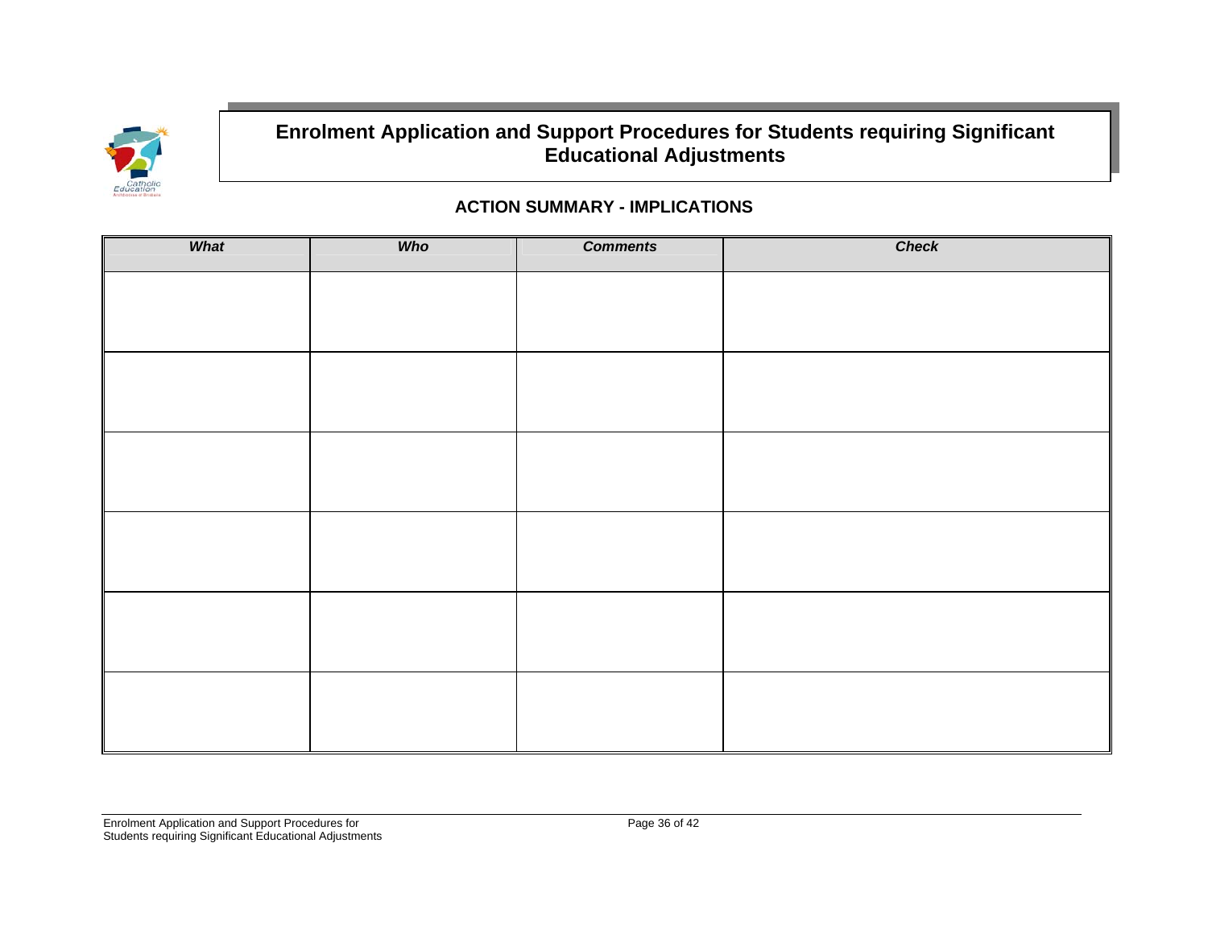# Enrolment Application and Support Procedures for Students requiring Significant Educational Adjustments

## ACTION SUMMARY - IMPLICATIONS

| *What* | *Who* | *Comments* | *Check* |
|---|---|---|---|
| | | | |
| | | | |
| | | | |
| | | | |
| | | | |
| | | | |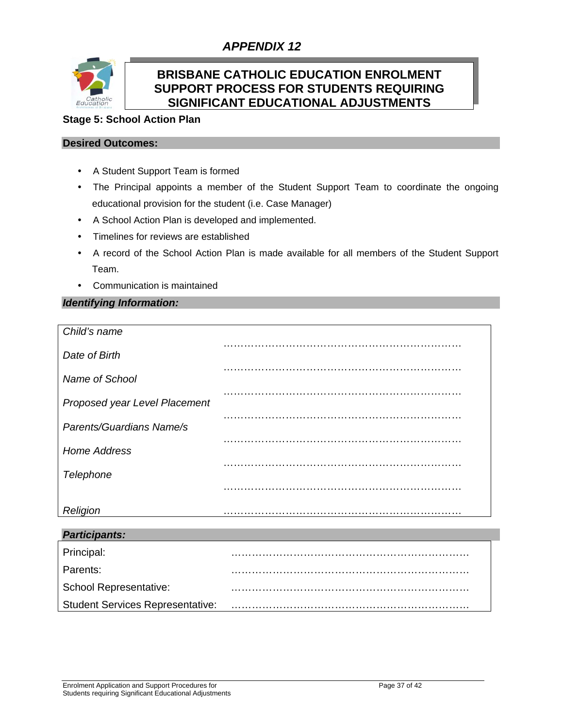*APPENDIX 12*

## BRISBANE CATHOLIC EDUCATION ENROLMENT SUPPORT PROCESS FOR STUDENTS REQUIRING SIGNIFICANT EDUCATIONAL ADJUSTMENTS

### Stage 5: School Action Plan

**Desired Outcomes:**

- A Student Support Team is formed
- The Principal appoints a member of the Student Support Team to coordinate the ongoing educational provision for the student (i.e. Case Manager)
- A School Action Plan is developed and implemented.
- Timelines for reviews are established
- A record of the School Action Plan is made available for all members of the Student Support Team.
- Communication is maintained

***Identifying Information:***

| | |
|---|---|
| *Child's name* | ………………………………………………………… |
| *Date of Birth* | ………………………………………………………… |
| *Name of School* | ………………………………………………………… |
| *Proposed year Level Placement* | ………………………………………………………… |
| *Parents/Guardians Name/s* | ………………………………………………………… |
| *Home Address* | ………………………………………………………… |
| *Telephone* | ………………………………………………………… |
| *Religion* | ………………………………………………………… |

***Participants:***

| | |
|---|---|
| Principal: | ………………………………………………………… |
| Parents: | ………………………………………………………… |
| School Representative: | ………………………………………………………… |
| Student Services Representative: | ………………………………………………………… |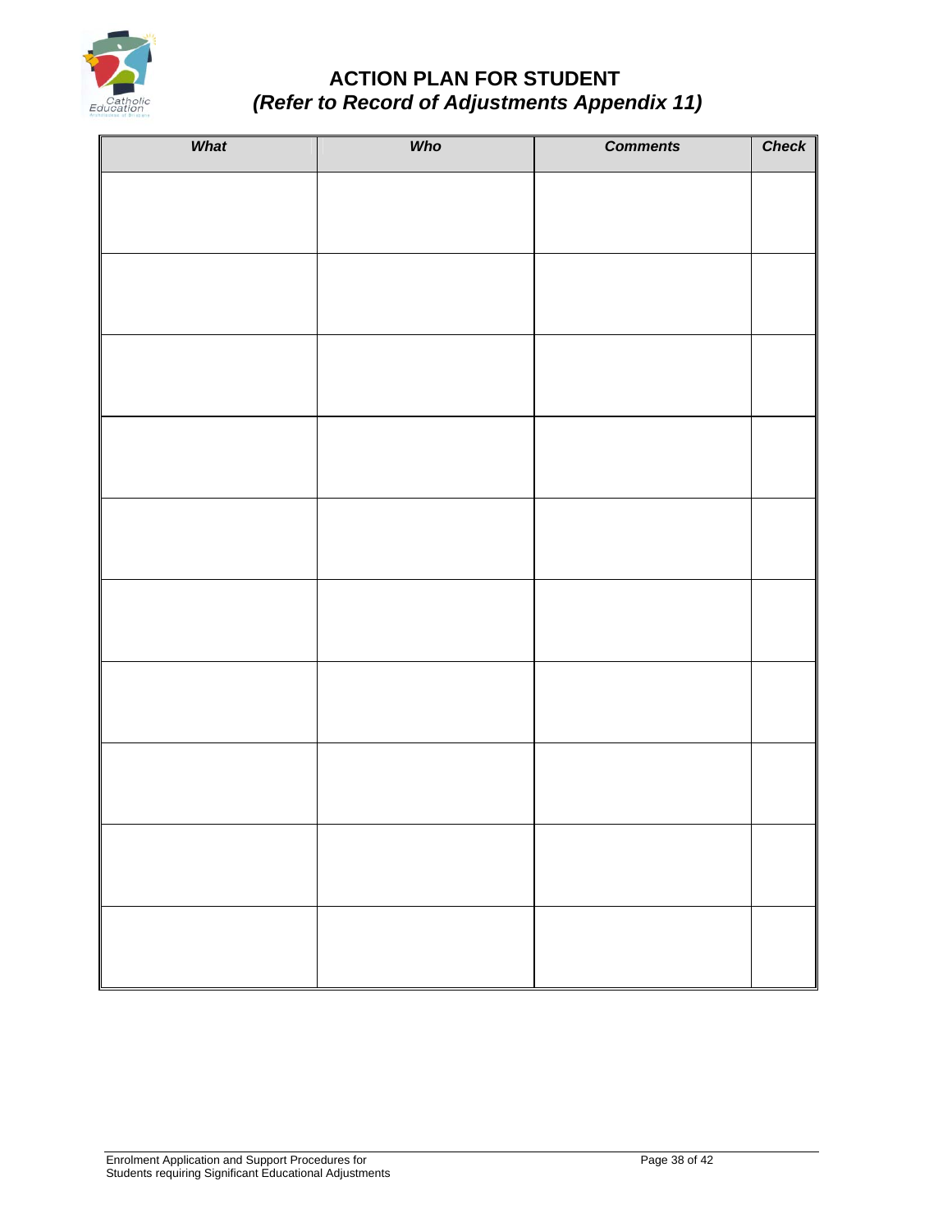# ACTION PLAN FOR STUDENT
## *(Refer to Record of Adjustments Appendix 11)*

| ***What*** | ***Who*** | ***Comments*** | ***Check*** |
|---|---|---|---|
| | | | |
| | | | |
| | | | |
| | | | |
| | | | |
| | | | |
| | | | |
| | | | |
| | | | |
| | | | |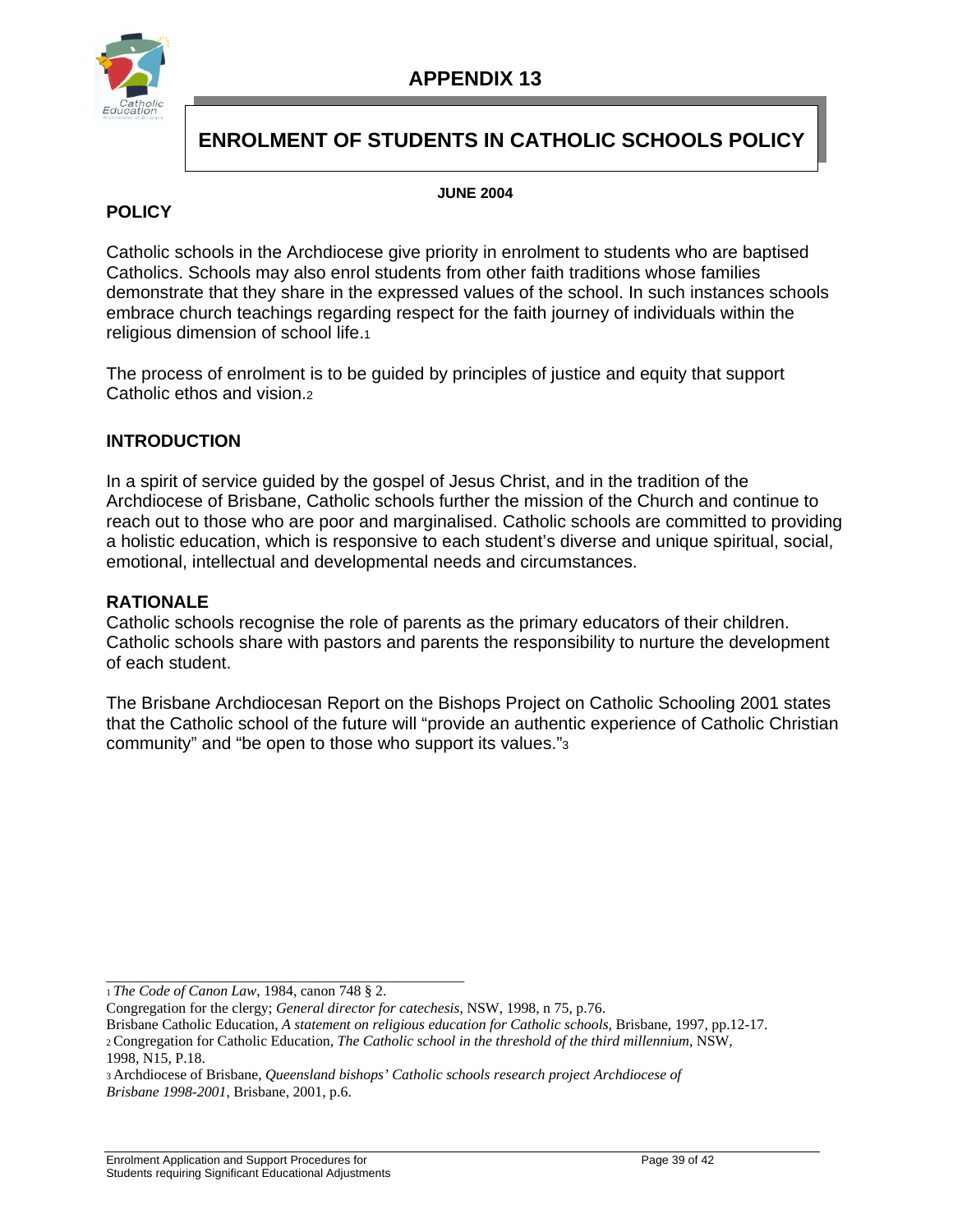# APPENDIX 13

## ENROLMENT OF STUDENTS IN CATHOLIC SCHOOLS POLICY

**JUNE 2004**

### POLICY

Catholic schools in the Archdiocese give priority in enrolment to students who are baptised Catholics. Schools may also enrol students from other faith traditions whose families demonstrate that they share in the expressed values of the school. In such instances schools embrace church teachings regarding respect for the faith journey of individuals within the religious dimension of school life.[1]

The process of enrolment is to be guided by principles of justice and equity that support Catholic ethos and vision.[2]

### INTRODUCTION

In a spirit of service guided by the gospel of Jesus Christ, and in the tradition of the Archdiocese of Brisbane, Catholic schools further the mission of the Church and continue to reach out to those who are poor and marginalised. Catholic schools are committed to providing a holistic education, which is responsive to each student's diverse and unique spiritual, social, emotional, intellectual and developmental needs and circumstances.

### RATIONALE

Catholic schools recognise the role of parents as the primary educators of their children. Catholic schools share with pastors and parents the responsibility to nurture the development of each student.

The Brisbane Archdiocesan Report on the Bishops Project on Catholic Schooling 2001 states that the Catholic school of the future will "provide an authentic experience of Catholic Christian community" and "be open to those who support its values."[3]

---

[1] *The Code of Canon Law,* 1984, canon 748 § 2.
Congregation for the clergy; *General director for catechesis,* NSW, 1998, n 75, p.76.
Brisbane Catholic Education, *A statement on religious education for Catholic schools,* Brisbane, 1997, pp.12-17.

[2] Congregation for Catholic Education, *The Catholic school in the threshold of the third millennium*, NSW, 1998, N15, P.18.

[3] Archdiocese of Brisbane, *Queensland bishops' Catholic schools research project Archdiocese of Brisbane 1998-2001*, Brisbane, 2001, p.6.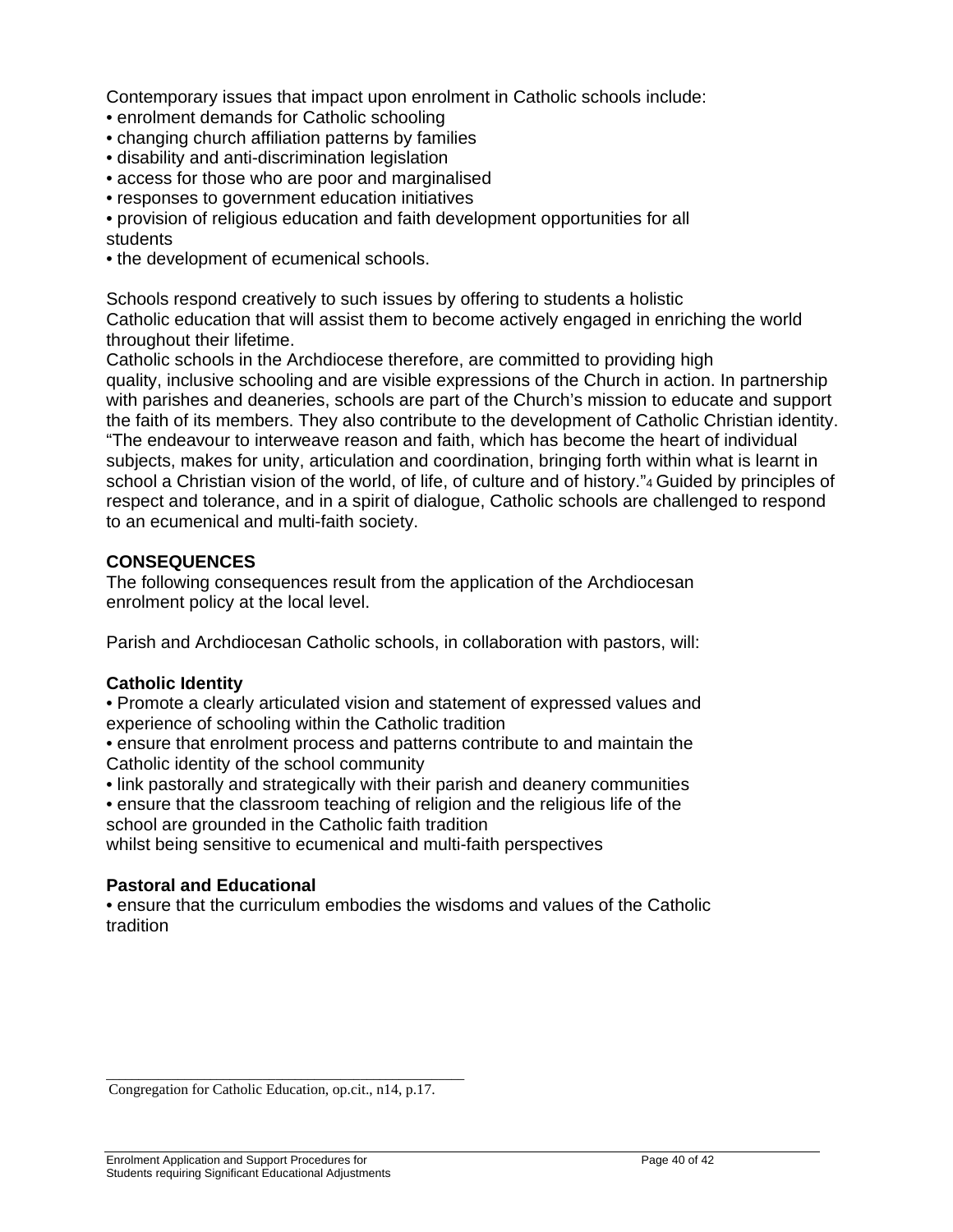Contemporary issues that impact upon enrolment in Catholic schools include:

- enrolment demands for Catholic schooling
- changing church affiliation patterns by families
- disability and anti-discrimination legislation
- access for those who are poor and marginalised
- responses to government education initiatives
- provision of religious education and faith development opportunities for all students
- the development of ecumenical schools.

Schools respond creatively to such issues by offering to students a holistic Catholic education that will assist them to become actively engaged in enriching the world throughout their lifetime.

Catholic schools in the Archdiocese therefore, are committed to providing high quality, inclusive schooling and are visible expressions of the Church in action. In partnership with parishes and deaneries, schools are part of the Church's mission to educate and support the faith of its members. They also contribute to the development of Catholic Christian identity. "The endeavour to interweave reason and faith, which has become the heart of individual subjects, makes for unity, articulation and coordination, bringing forth within what is learnt in school a Christian vision of the world, of life, of culture and of history."[4] Guided by principles of respect and tolerance, and in a spirit of dialogue, Catholic schools are challenged to respond to an ecumenical and multi-faith society.

**CONSEQUENCES**

The following consequences result from the application of the Archdiocesan enrolment policy at the local level.

Parish and Archdiocesan Catholic schools, in collaboration with pastors, will:

**Catholic Identity**

- Promote a clearly articulated vision and statement of expressed values and experience of schooling within the Catholic tradition
- ensure that enrolment process and patterns contribute to and maintain the Catholic identity of the school community
- link pastorally and strategically with their parish and deanery communities
- ensure that the classroom teaching of religion and the religious life of the school are grounded in the Catholic faith tradition

whilst being sensitive to ecumenical and multi-faith perspectives

**Pastoral and Educational**

- ensure that the curriculum embodies the wisdoms and values of the Catholic tradition

---

Congregation for Catholic Education, op.cit., n14, p.17.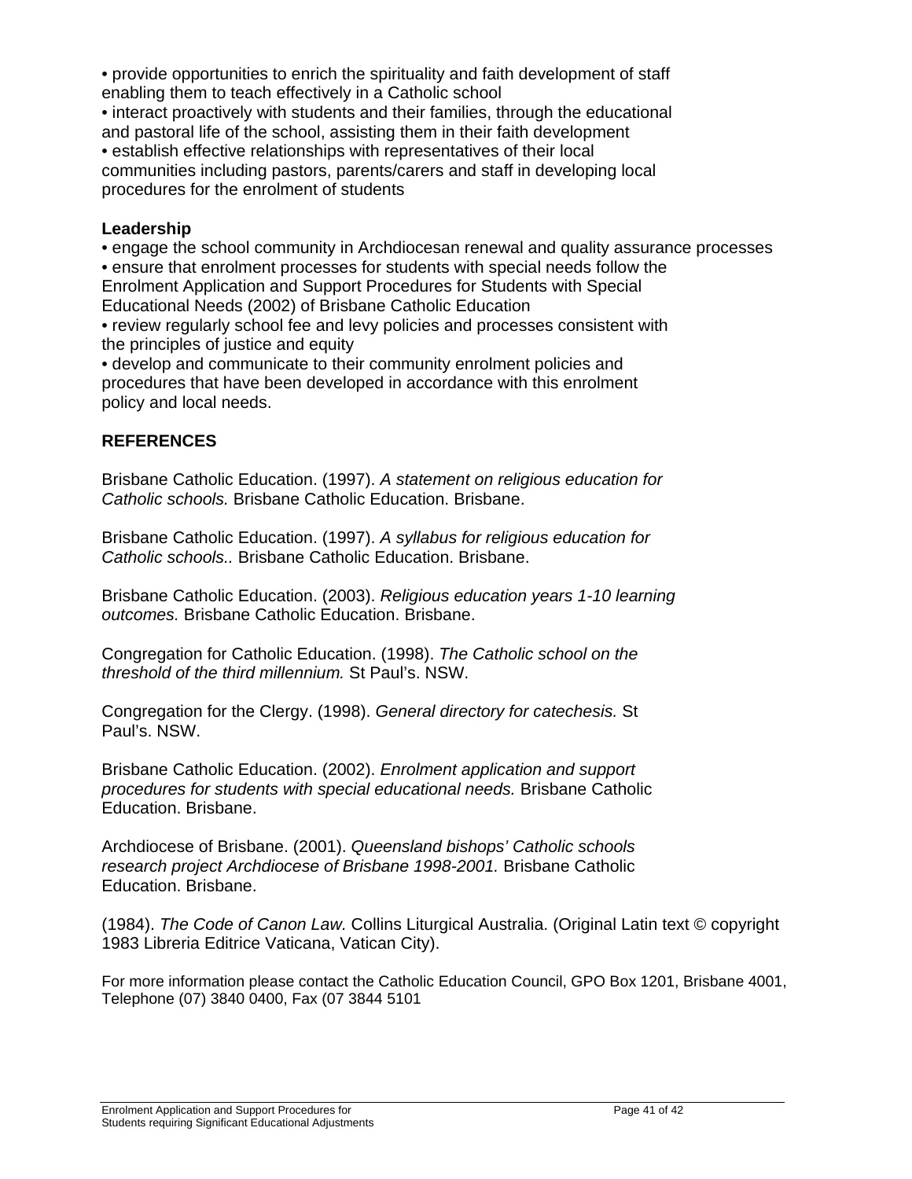• provide opportunities to enrich the spirituality and faith development of staff enabling them to teach effectively in a Catholic school
• interact proactively with students and their families, through the educational and pastoral life of the school, assisting them in their faith development
• establish effective relationships with representatives of their local communities including pastors, parents/carers and staff in developing local procedures for the enrolment of students

**Leadership**

• engage the school community in Archdiocesan renewal and quality assurance processes
• ensure that enrolment processes for students with special needs follow the Enrolment Application and Support Procedures for Students with Special Educational Needs (2002) of Brisbane Catholic Education
• review regularly school fee and levy policies and processes consistent with the principles of justice and equity
• develop and communicate to their community enrolment policies and procedures that have been developed in accordance with this enrolment policy and local needs.

## REFERENCES

Brisbane Catholic Education. (1997). *A statement on religious education for Catholic schools.* Brisbane Catholic Education. Brisbane.

Brisbane Catholic Education. (1997). *A syllabus for religious education for Catholic schools..* Brisbane Catholic Education. Brisbane.

Brisbane Catholic Education. (2003). *Religious education years 1-10 learning outcomes.* Brisbane Catholic Education. Brisbane.

Congregation for Catholic Education. (1998). *The Catholic school on the threshold of the third millennium.* St Paul's. NSW.

Congregation for the Clergy. (1998). *General directory for catechesis.* St Paul's. NSW.

Brisbane Catholic Education. (2002). *Enrolment application and support procedures for students with special educational needs.* Brisbane Catholic Education. Brisbane.

Archdiocese of Brisbane. (2001). *Queensland bishops' Catholic schools research project Archdiocese of Brisbane 1998-2001.* Brisbane Catholic Education. Brisbane.

(1984). *The Code of Canon Law.* Collins Liturgical Australia. (Original Latin text © copyright 1983 Libreria Editrice Vaticana, Vatican City).

For more information please contact the Catholic Education Council, GPO Box 1201, Brisbane 4001, Telephone (07) 3840 0400, Fax (07 3844 5101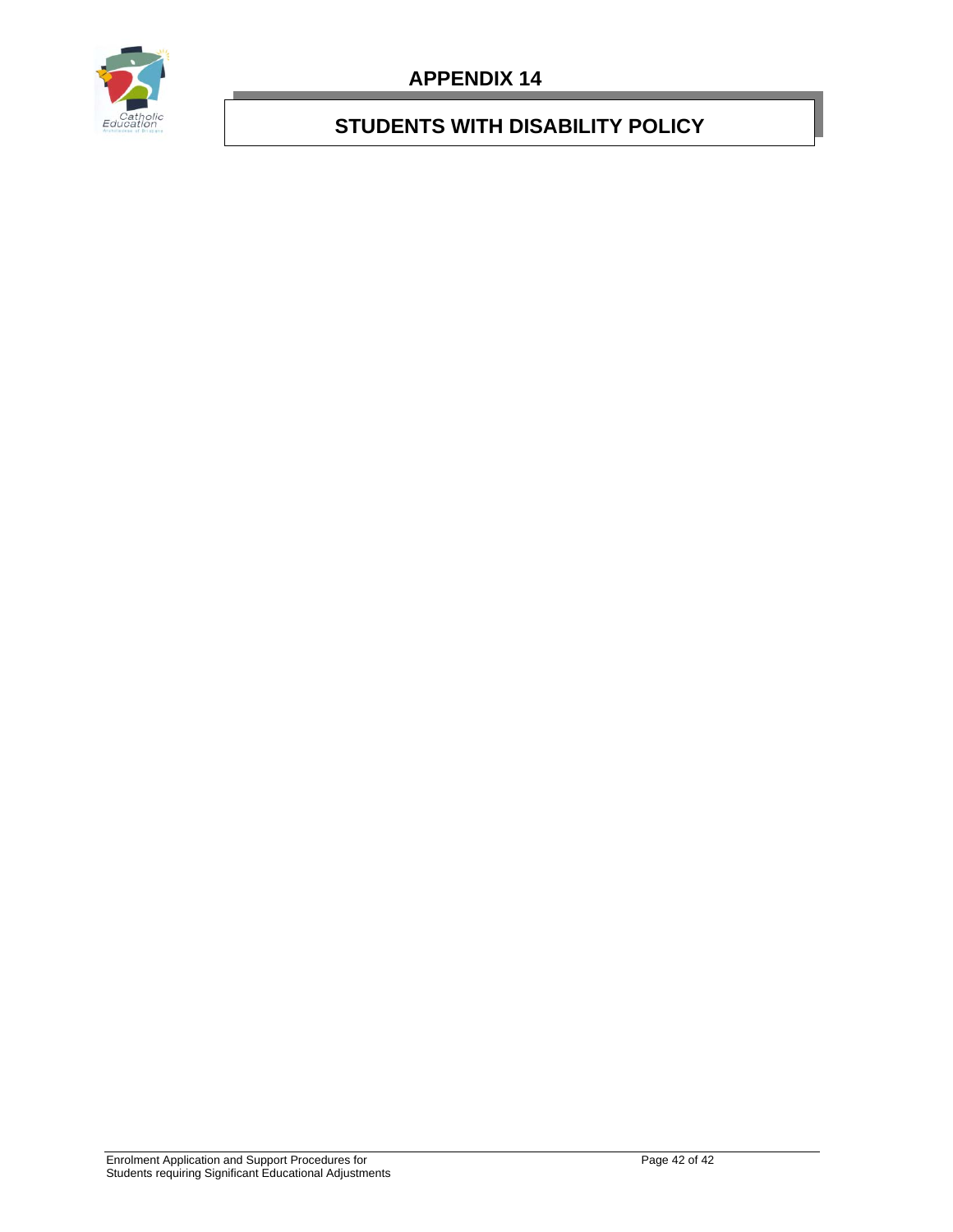# APPENDIX 14

## STUDENTS WITH DISABILITY POLICY